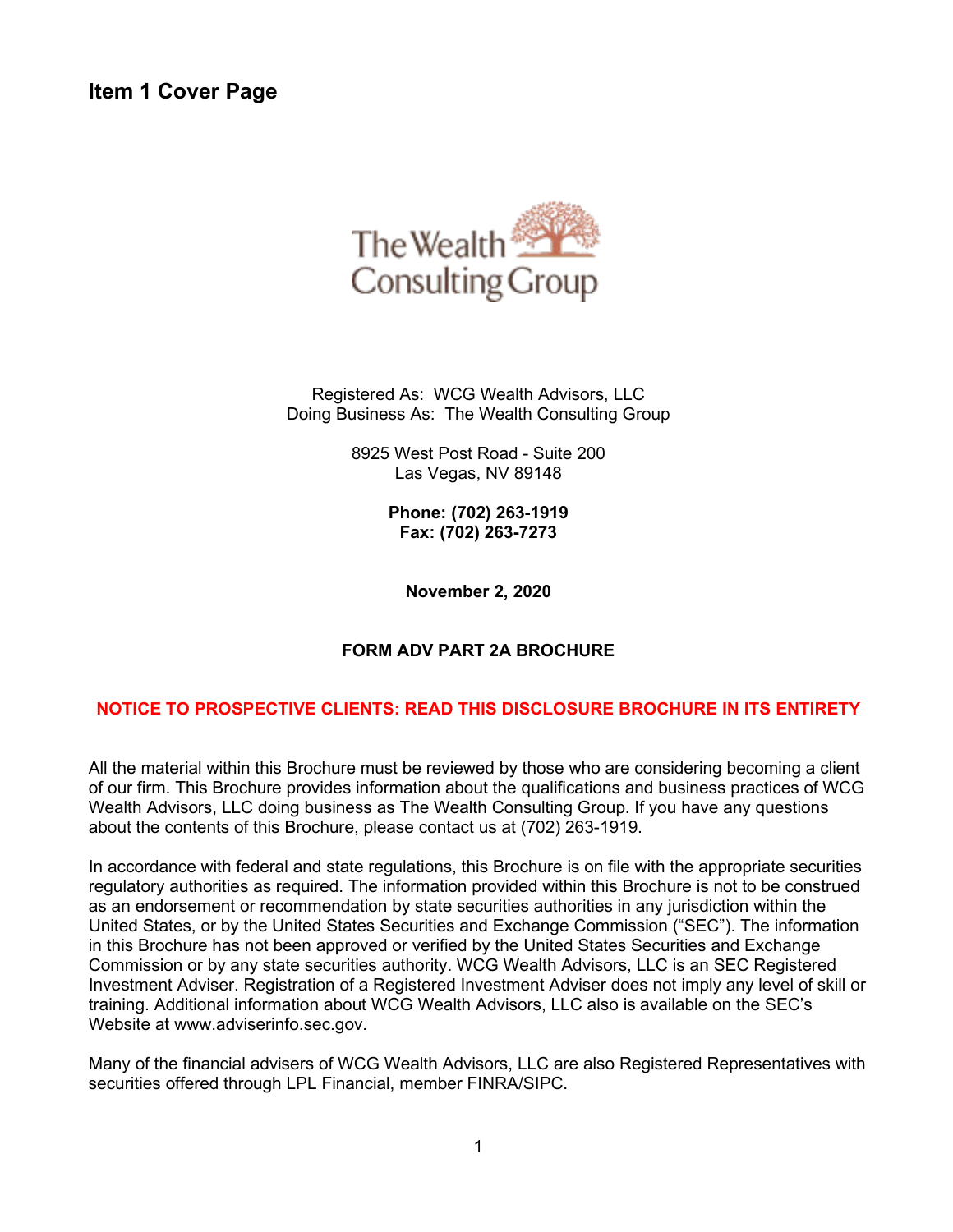# Item 1 Cover Page

The Wealth Consulting Group

Registered As: WCG Wealth Advisors, LLC
Doing Business As: The Wealth Consulting Group

8925 West Post Road - Suite 200
Las Vegas, NV 89148

**Phone: (702) 263-1919**
**Fax: (702) 263-7273**

**November 2, 2020**

**FORM ADV PART 2A BROCHURE**

**NOTICE TO PROSPECTIVE CLIENTS: READ THIS DISCLOSURE BROCHURE IN ITS ENTIRETY**

All the material within this Brochure must be reviewed by those who are considering becoming a client of our firm. This Brochure provides information about the qualifications and business practices of WCG Wealth Advisors, LLC doing business as The Wealth Consulting Group. If you have any questions about the contents of this Brochure, please contact us at (702) 263-1919.

In accordance with federal and state regulations, this Brochure is on file with the appropriate securities regulatory authorities as required. The information provided within this Brochure is not to be construed as an endorsement or recommendation by state securities authorities in any jurisdiction within the United States, or by the United States Securities and Exchange Commission ("SEC"). The information in this Brochure has not been approved or verified by the United States Securities and Exchange Commission or by any state securities authority. WCG Wealth Advisors, LLC is an SEC Registered Investment Adviser. Registration of a Registered Investment Adviser does not imply any level of skill or training. Additional information about WCG Wealth Advisors, LLC also is available on the SEC's Website at www.adviserinfo.sec.gov.

Many of the financial advisers of WCG Wealth Advisors, LLC are also Registered Representatives with securities offered through LPL Financial, member FINRA/SIPC.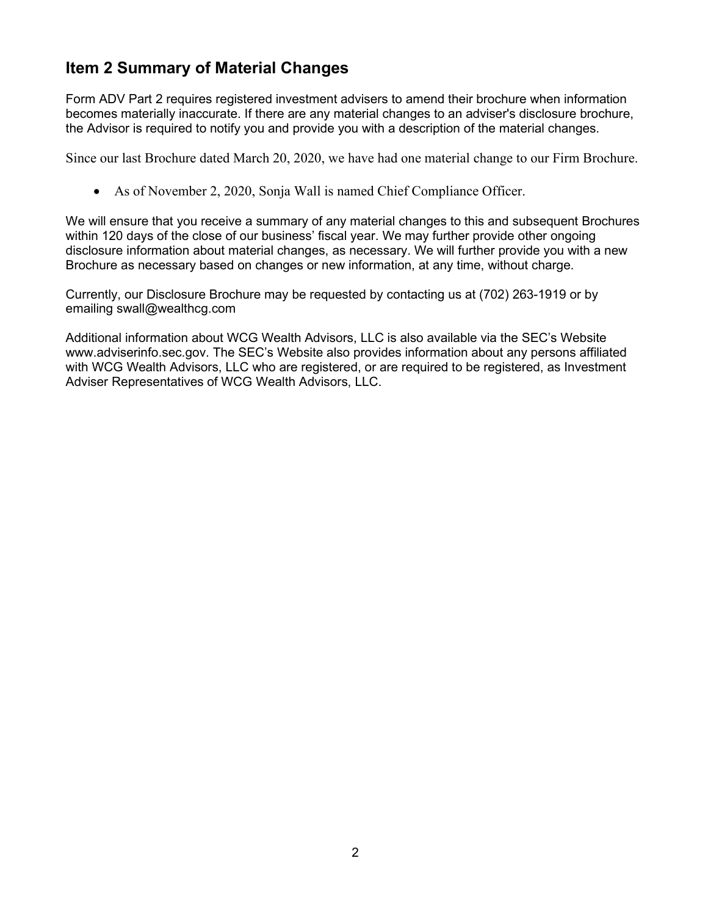## Item 2 Summary of Material Changes

Form ADV Part 2 requires registered investment advisers to amend their brochure when information becomes materially inaccurate. If there are any material changes to an adviser's disclosure brochure, the Advisor is required to notify you and provide you with a description of the material changes.

Since our last Brochure dated March 20, 2020, we have had one material change to our Firm Brochure.

- As of November 2, 2020, Sonja Wall is named Chief Compliance Officer.

We will ensure that you receive a summary of any material changes to this and subsequent Brochures within 120 days of the close of our business' fiscal year. We may further provide other ongoing disclosure information about material changes, as necessary. We will further provide you with a new Brochure as necessary based on changes or new information, at any time, without charge.

Currently, our Disclosure Brochure may be requested by contacting us at (702) 263-1919 or by emailing swall@wealthcg.com

Additional information about WCG Wealth Advisors, LLC is also available via the SEC's Website www.adviserinfo.sec.gov. The SEC's Website also provides information about any persons affiliated with WCG Wealth Advisors, LLC who are registered, or are required to be registered, as Investment Adviser Representatives of WCG Wealth Advisors, LLC.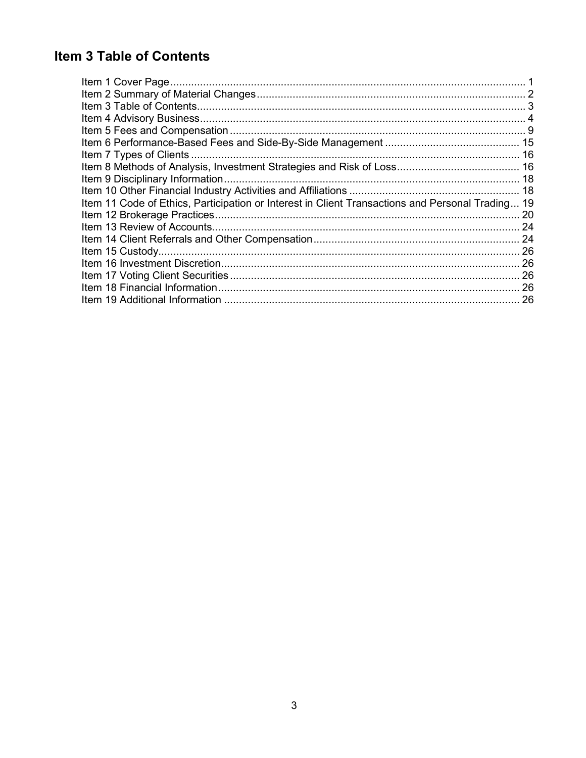# Item 3 Table of Contents

Item 1 Cover Page ........ 1
Item 2 Summary of Material Changes ........ 2
Item 3 Table of Contents ........ 3
Item 4 Advisory Business ........ 4
Item 5 Fees and Compensation ........ 9
Item 6 Performance-Based Fees and Side-By-Side Management ........ 15
Item 7 Types of Clients ........ 16
Item 8 Methods of Analysis, Investment Strategies and Risk of Loss ........ 16
Item 9 Disciplinary Information ........ 18
Item 10 Other Financial Industry Activities and Affiliations ........ 18
Item 11 Code of Ethics, Participation or Interest in Client Transactions and Personal Trading ........ 19
Item 12 Brokerage Practices ........ 20
Item 13 Review of Accounts ........ 24
Item 14 Client Referrals and Other Compensation ........ 24
Item 15 Custody ........ 26
Item 16 Investment Discretion ........ 26
Item 17 Voting Client Securities ........ 26
Item 18 Financial Information ........ 26
Item 19 Additional Information ........ 26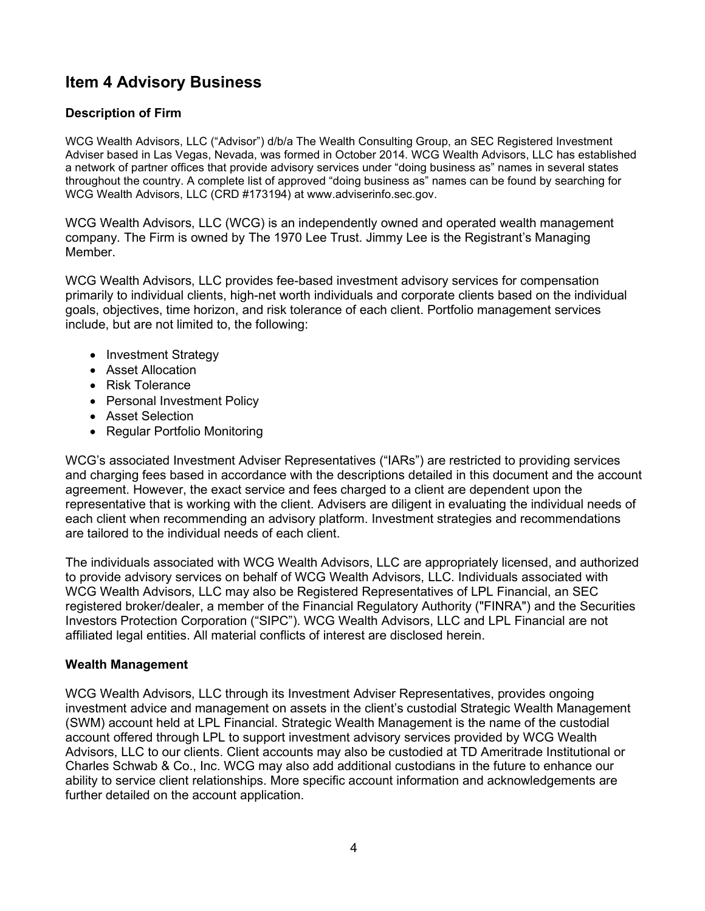## Item 4 Advisory Business

### Description of Firm

WCG Wealth Advisors, LLC ("Advisor") d/b/a The Wealth Consulting Group, an SEC Registered Investment Adviser based in Las Vegas, Nevada, was formed in October 2014. WCG Wealth Advisors, LLC has established a network of partner offices that provide advisory services under "doing business as" names in several states throughout the country. A complete list of approved "doing business as" names can be found by searching for WCG Wealth Advisors, LLC (CRD #173194) at www.adviserinfo.sec.gov.

WCG Wealth Advisors, LLC (WCG) is an independently owned and operated wealth management company. The Firm is owned by The 1970 Lee Trust. Jimmy Lee is the Registrant's Managing Member.

WCG Wealth Advisors, LLC provides fee-based investment advisory services for compensation primarily to individual clients, high-net worth individuals and corporate clients based on the individual goals, objectives, time horizon, and risk tolerance of each client. Portfolio management services include, but are not limited to, the following:

- Investment Strategy
- Asset Allocation
- Risk Tolerance
- Personal Investment Policy
- Asset Selection
- Regular Portfolio Monitoring

WCG's associated Investment Adviser Representatives ("IARs") are restricted to providing services and charging fees based in accordance with the descriptions detailed in this document and the account agreement. However, the exact service and fees charged to a client are dependent upon the representative that is working with the client. Advisers are diligent in evaluating the individual needs of each client when recommending an advisory platform. Investment strategies and recommendations are tailored to the individual needs of each client.

The individuals associated with WCG Wealth Advisors, LLC are appropriately licensed, and authorized to provide advisory services on behalf of WCG Wealth Advisors, LLC. Individuals associated with WCG Wealth Advisors, LLC may also be Registered Representatives of LPL Financial, an SEC registered broker/dealer, a member of the Financial Regulatory Authority ("FINRA") and the Securities Investors Protection Corporation ("SIPC"). WCG Wealth Advisors, LLC and LPL Financial are not affiliated legal entities. All material conflicts of interest are disclosed herein.

### Wealth Management

WCG Wealth Advisors, LLC through its Investment Adviser Representatives, provides ongoing investment advice and management on assets in the client's custodial Strategic Wealth Management (SWM) account held at LPL Financial. Strategic Wealth Management is the name of the custodial account offered through LPL to support investment advisory services provided by WCG Wealth Advisors, LLC to our clients. Client accounts may also be custodied at TD Ameritrade Institutional or Charles Schwab & Co., Inc. WCG may also add additional custodians in the future to enhance our ability to service client relationships. More specific account information and acknowledgements are further detailed on the account application.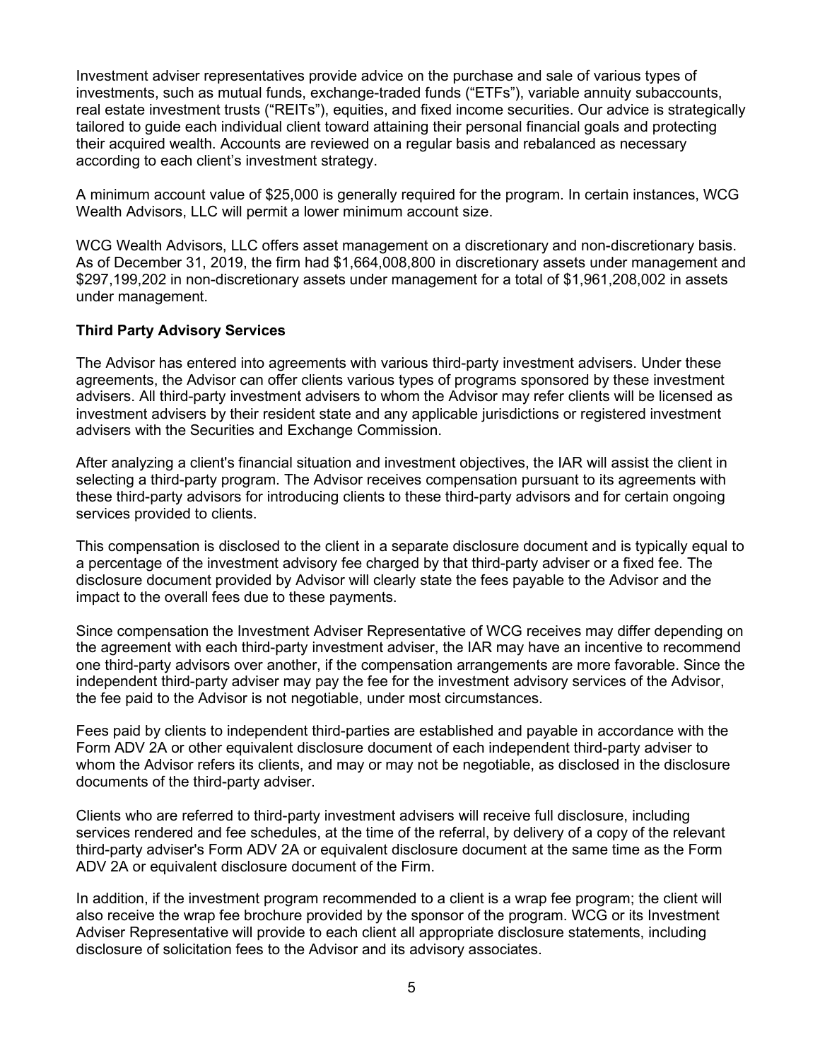Investment adviser representatives provide advice on the purchase and sale of various types of investments, such as mutual funds, exchange-traded funds ("ETFs"), variable annuity subaccounts, real estate investment trusts ("REITs"), equities, and fixed income securities. Our advice is strategically tailored to guide each individual client toward attaining their personal financial goals and protecting their acquired wealth. Accounts are reviewed on a regular basis and rebalanced as necessary according to each client's investment strategy.

A minimum account value of $25,000 is generally required for the program. In certain instances, WCG Wealth Advisors, LLC will permit a lower minimum account size.

WCG Wealth Advisors, LLC offers asset management on a discretionary and non-discretionary basis. As of December 31, 2019, the firm had $1,664,008,800 in discretionary assets under management and $297,199,202 in non-discretionary assets under management for a total of $1,961,208,002 in assets under management.

**Third Party Advisory Services**

The Advisor has entered into agreements with various third-party investment advisers. Under these agreements, the Advisor can offer clients various types of programs sponsored by these investment advisers. All third-party investment advisers to whom the Advisor may refer clients will be licensed as investment advisers by their resident state and any applicable jurisdictions or registered investment advisers with the Securities and Exchange Commission.

After analyzing a client's financial situation and investment objectives, the IAR will assist the client in selecting a third-party program. The Advisor receives compensation pursuant to its agreements with these third-party advisors for introducing clients to these third-party advisors and for certain ongoing services provided to clients.

This compensation is disclosed to the client in a separate disclosure document and is typically equal to a percentage of the investment advisory fee charged by that third-party adviser or a fixed fee. The disclosure document provided by Advisor will clearly state the fees payable to the Advisor and the impact to the overall fees due to these payments.

Since compensation the Investment Adviser Representative of WCG receives may differ depending on the agreement with each third-party investment adviser, the IAR may have an incentive to recommend one third-party advisors over another, if the compensation arrangements are more favorable. Since the independent third-party adviser may pay the fee for the investment advisory services of the Advisor, the fee paid to the Advisor is not negotiable, under most circumstances.

Fees paid by clients to independent third-parties are established and payable in accordance with the Form ADV 2A or other equivalent disclosure document of each independent third-party adviser to whom the Advisor refers its clients, and may or may not be negotiable, as disclosed in the disclosure documents of the third-party adviser.

Clients who are referred to third-party investment advisers will receive full disclosure, including services rendered and fee schedules, at the time of the referral, by delivery of a copy of the relevant third-party adviser's Form ADV 2A or equivalent disclosure document at the same time as the Form ADV 2A or equivalent disclosure document of the Firm.

In addition, if the investment program recommended to a client is a wrap fee program; the client will also receive the wrap fee brochure provided by the sponsor of the program. WCG or its Investment Adviser Representative will provide to each client all appropriate disclosure statements, including disclosure of solicitation fees to the Advisor and its advisory associates.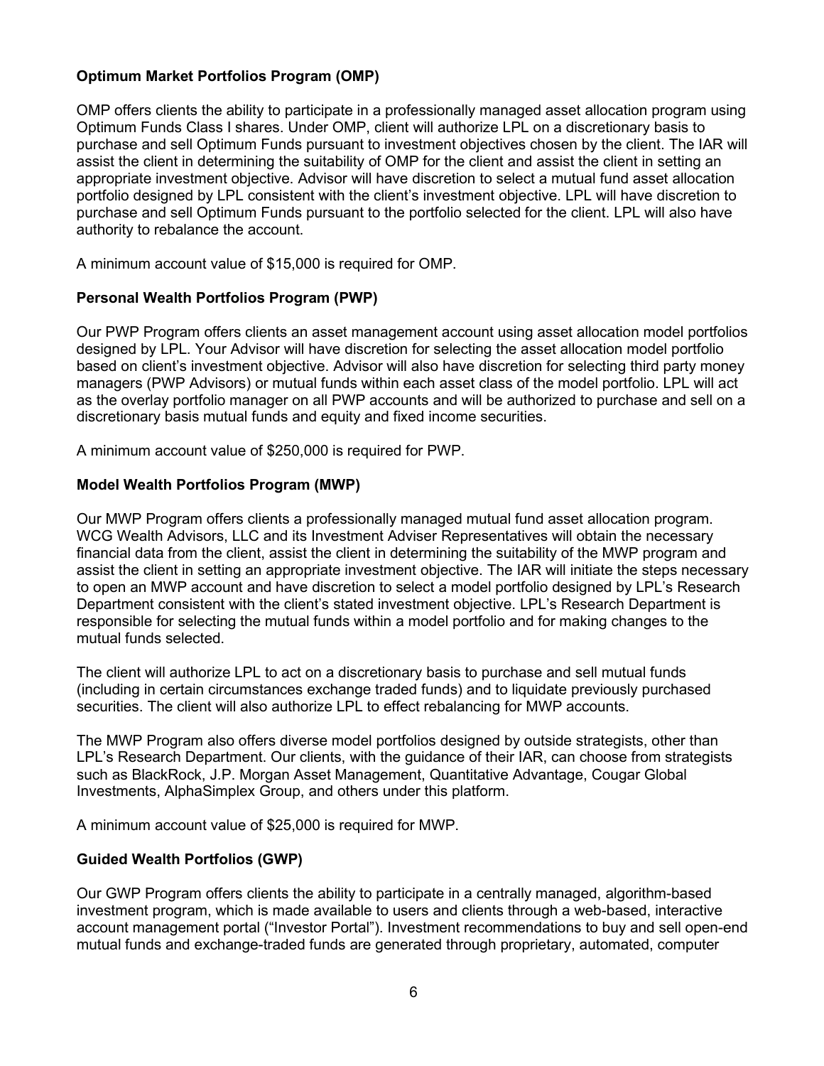### Optimum Market Portfolios Program (OMP)

OMP offers clients the ability to participate in a professionally managed asset allocation program using Optimum Funds Class I shares. Under OMP, client will authorize LPL on a discretionary basis to purchase and sell Optimum Funds pursuant to investment objectives chosen by the client. The IAR will assist the client in determining the suitability of OMP for the client and assist the client in setting an appropriate investment objective. Advisor will have discretion to select a mutual fund asset allocation portfolio designed by LPL consistent with the client's investment objective. LPL will have discretion to purchase and sell Optimum Funds pursuant to the portfolio selected for the client. LPL will also have authority to rebalance the account.

A minimum account value of $15,000 is required for OMP.

### Personal Wealth Portfolios Program (PWP)

Our PWP Program offers clients an asset management account using asset allocation model portfolios designed by LPL. Your Advisor will have discretion for selecting the asset allocation model portfolio based on client's investment objective. Advisor will also have discretion for selecting third party money managers (PWP Advisors) or mutual funds within each asset class of the model portfolio. LPL will act as the overlay portfolio manager on all PWP accounts and will be authorized to purchase and sell on a discretionary basis mutual funds and equity and fixed income securities.

A minimum account value of $250,000 is required for PWP.

### Model Wealth Portfolios Program (MWP)

Our MWP Program offers clients a professionally managed mutual fund asset allocation program. WCG Wealth Advisors, LLC and its Investment Adviser Representatives will obtain the necessary financial data from the client, assist the client in determining the suitability of the MWP program and assist the client in setting an appropriate investment objective. The IAR will initiate the steps necessary to open an MWP account and have discretion to select a model portfolio designed by LPL's Research Department consistent with the client's stated investment objective. LPL's Research Department is responsible for selecting the mutual funds within a model portfolio and for making changes to the mutual funds selected.

The client will authorize LPL to act on a discretionary basis to purchase and sell mutual funds (including in certain circumstances exchange traded funds) and to liquidate previously purchased securities. The client will also authorize LPL to effect rebalancing for MWP accounts.

The MWP Program also offers diverse model portfolios designed by outside strategists, other than LPL's Research Department. Our clients, with the guidance of their IAR, can choose from strategists such as BlackRock, J.P. Morgan Asset Management, Quantitative Advantage, Cougar Global Investments, AlphaSimplex Group, and others under this platform.

A minimum account value of $25,000 is required for MWP.

### Guided Wealth Portfolios (GWP)

Our GWP Program offers clients the ability to participate in a centrally managed, algorithm-based investment program, which is made available to users and clients through a web-based, interactive account management portal ("Investor Portal"). Investment recommendations to buy and sell open-end mutual funds and exchange-traded funds are generated through proprietary, automated, computer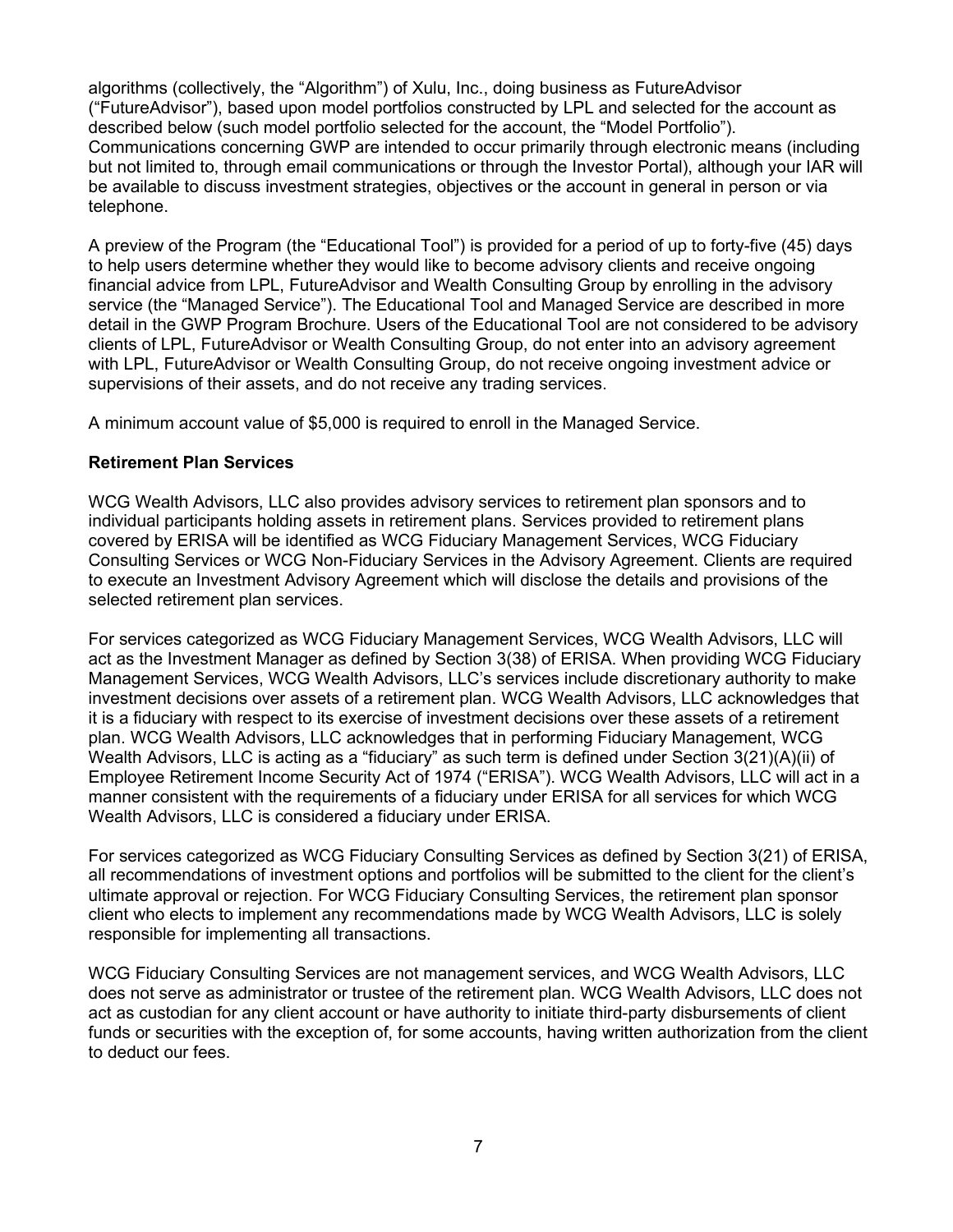algorithms (collectively, the “Algorithm”) of Xulu, Inc., doing business as FutureAdvisor (“FutureAdvisor”), based upon model portfolios constructed by LPL and selected for the account as described below (such model portfolio selected for the account, the “Model Portfolio”). Communications concerning GWP are intended to occur primarily through electronic means (including but not limited to, through email communications or through the Investor Portal), although your IAR will be available to discuss investment strategies, objectives or the account in general in person or via telephone.

A preview of the Program (the “Educational Tool”) is provided for a period of up to forty-five (45) days to help users determine whether they would like to become advisory clients and receive ongoing financial advice from LPL, FutureAdvisor and Wealth Consulting Group by enrolling in the advisory service (the “Managed Service”). The Educational Tool and Managed Service are described in more detail in the GWP Program Brochure. Users of the Educational Tool are not considered to be advisory clients of LPL, FutureAdvisor or Wealth Consulting Group, do not enter into an advisory agreement with LPL, FutureAdvisor or Wealth Consulting Group, do not receive ongoing investment advice or supervisions of their assets, and do not receive any trading services.

A minimum account value of $5,000 is required to enroll in the Managed Service.

**Retirement Plan Services**

WCG Wealth Advisors, LLC also provides advisory services to retirement plan sponsors and to individual participants holding assets in retirement plans. Services provided to retirement plans covered by ERISA will be identified as WCG Fiduciary Management Services, WCG Fiduciary Consulting Services or WCG Non-Fiduciary Services in the Advisory Agreement. Clients are required to execute an Investment Advisory Agreement which will disclose the details and provisions of the selected retirement plan services.

For services categorized as WCG Fiduciary Management Services, WCG Wealth Advisors, LLC will act as the Investment Manager as defined by Section 3(38) of ERISA. When providing WCG Fiduciary Management Services, WCG Wealth Advisors, LLC’s services include discretionary authority to make investment decisions over assets of a retirement plan. WCG Wealth Advisors, LLC acknowledges that it is a fiduciary with respect to its exercise of investment decisions over these assets of a retirement plan. WCG Wealth Advisors, LLC acknowledges that in performing Fiduciary Management, WCG Wealth Advisors, LLC is acting as a “fiduciary” as such term is defined under Section 3(21)(A)(ii) of Employee Retirement Income Security Act of 1974 (“ERISA”). WCG Wealth Advisors, LLC will act in a manner consistent with the requirements of a fiduciary under ERISA for all services for which WCG Wealth Advisors, LLC is considered a fiduciary under ERISA.

For services categorized as WCG Fiduciary Consulting Services as defined by Section 3(21) of ERISA, all recommendations of investment options and portfolios will be submitted to the client for the client’s ultimate approval or rejection. For WCG Fiduciary Consulting Services, the retirement plan sponsor client who elects to implement any recommendations made by WCG Wealth Advisors, LLC is solely responsible for implementing all transactions.

WCG Fiduciary Consulting Services are not management services, and WCG Wealth Advisors, LLC does not serve as administrator or trustee of the retirement plan. WCG Wealth Advisors, LLC does not act as custodian for any client account or have authority to initiate third-party disbursements of client funds or securities with the exception of, for some accounts, having written authorization from the client to deduct our fees.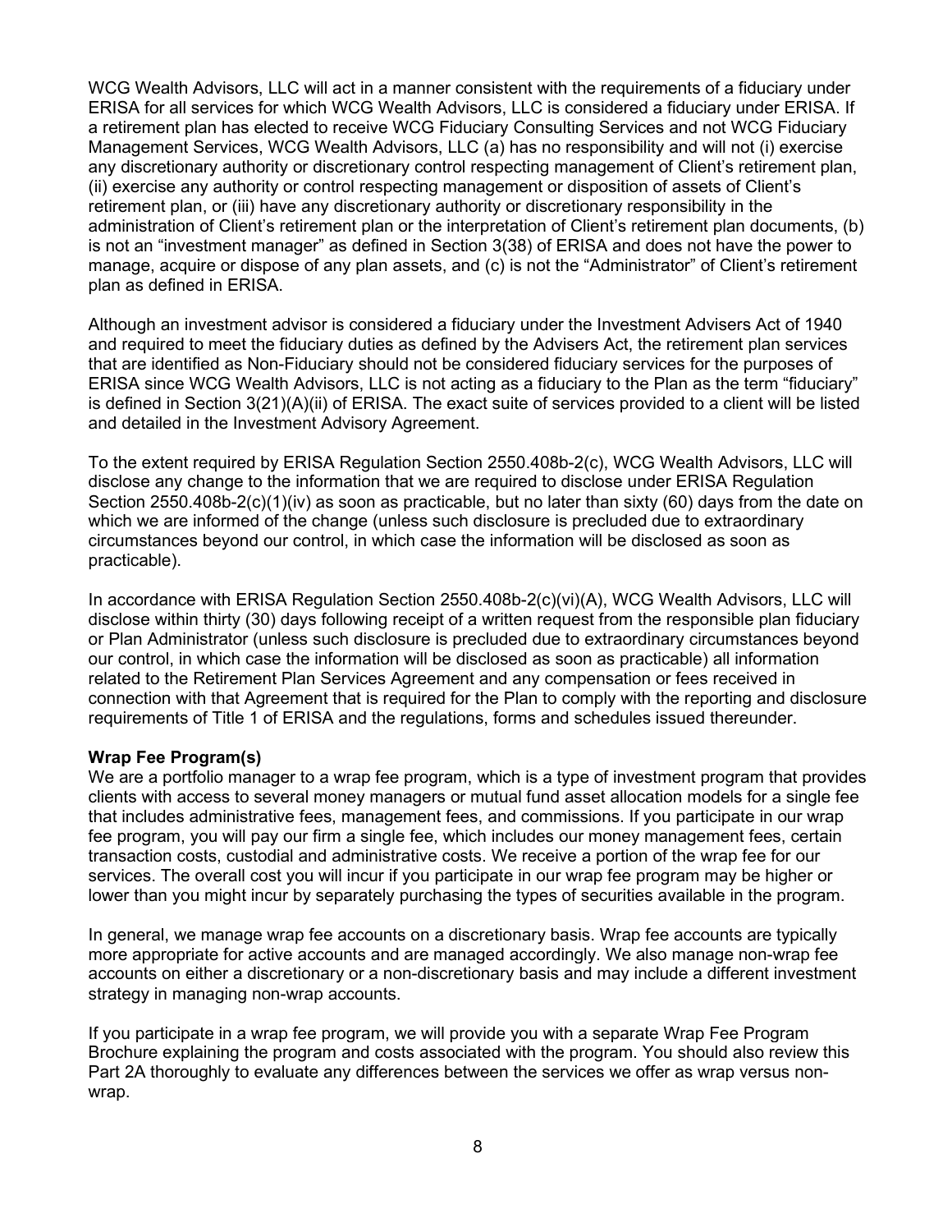WCG Wealth Advisors, LLC will act in a manner consistent with the requirements of a fiduciary under ERISA for all services for which WCG Wealth Advisors, LLC is considered a fiduciary under ERISA. If a retirement plan has elected to receive WCG Fiduciary Consulting Services and not WCG Fiduciary Management Services, WCG Wealth Advisors, LLC (a) has no responsibility and will not (i) exercise any discretionary authority or discretionary control respecting management of Client's retirement plan, (ii) exercise any authority or control respecting management or disposition of assets of Client's retirement plan, or (iii) have any discretionary authority or discretionary responsibility in the administration of Client's retirement plan or the interpretation of Client's retirement plan documents, (b) is not an "investment manager" as defined in Section 3(38) of ERISA and does not have the power to manage, acquire or dispose of any plan assets, and (c) is not the "Administrator" of Client's retirement plan as defined in ERISA.

Although an investment advisor is considered a fiduciary under the Investment Advisers Act of 1940 and required to meet the fiduciary duties as defined by the Advisers Act, the retirement plan services that are identified as Non-Fiduciary should not be considered fiduciary services for the purposes of ERISA since WCG Wealth Advisors, LLC is not acting as a fiduciary to the Plan as the term "fiduciary" is defined in Section 3(21)(A)(ii) of ERISA. The exact suite of services provided to a client will be listed and detailed in the Investment Advisory Agreement.

To the extent required by ERISA Regulation Section 2550.408b-2(c), WCG Wealth Advisors, LLC will disclose any change to the information that we are required to disclose under ERISA Regulation Section 2550.408b-2(c)(1)(iv) as soon as practicable, but no later than sixty (60) days from the date on which we are informed of the change (unless such disclosure is precluded due to extraordinary circumstances beyond our control, in which case the information will be disclosed as soon as practicable).

In accordance with ERISA Regulation Section 2550.408b-2(c)(vi)(A), WCG Wealth Advisors, LLC will disclose within thirty (30) days following receipt of a written request from the responsible plan fiduciary or Plan Administrator (unless such disclosure is precluded due to extraordinary circumstances beyond our control, in which case the information will be disclosed as soon as practicable) all information related to the Retirement Plan Services Agreement and any compensation or fees received in connection with that Agreement that is required for the Plan to comply with the reporting and disclosure requirements of Title 1 of ERISA and the regulations, forms and schedules issued thereunder.

**Wrap Fee Program(s)**

We are a portfolio manager to a wrap fee program, which is a type of investment program that provides clients with access to several money managers or mutual fund asset allocation models for a single fee that includes administrative fees, management fees, and commissions. If you participate in our wrap fee program, you will pay our firm a single fee, which includes our money management fees, certain transaction costs, custodial and administrative costs. We receive a portion of the wrap fee for our services. The overall cost you will incur if you participate in our wrap fee program may be higher or lower than you might incur by separately purchasing the types of securities available in the program.

In general, we manage wrap fee accounts on a discretionary basis. Wrap fee accounts are typically more appropriate for active accounts and are managed accordingly. We also manage non-wrap fee accounts on either a discretionary or a non-discretionary basis and may include a different investment strategy in managing non-wrap accounts.

If you participate in a wrap fee program, we will provide you with a separate Wrap Fee Program Brochure explaining the program and costs associated with the program. You should also review this Part 2A thoroughly to evaluate any differences between the services we offer as wrap versus non-wrap.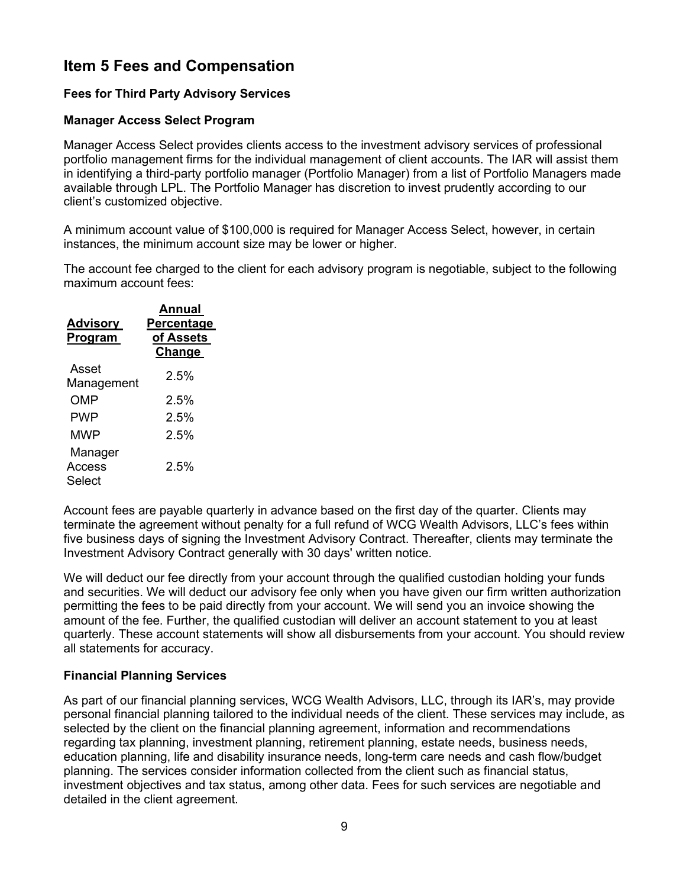## Item 5 Fees and Compensation

### Fees for Third Party Advisory Services

#### Manager Access Select Program

Manager Access Select provides clients access to the investment advisory services of professional portfolio management firms for the individual management of client accounts. The IAR will assist them in identifying a third-party portfolio manager (Portfolio Manager) from a list of Portfolio Managers made available through LPL. The Portfolio Manager has discretion to invest prudently according to our client's customized objective.

A minimum account value of $100,000 is required for Manager Access Select, however, in certain instances, the minimum account size may be lower or higher.

The account fee charged to the client for each advisory program is negotiable, subject to the following maximum account fees:

| Advisory Program | Annual Percentage of Assets Change |
|---|---|
| Asset Management | 2.5% |
| OMP | 2.5% |
| PWP | 2.5% |
| MWP | 2.5% |
| Manager Access Select | 2.5% |

Account fees are payable quarterly in advance based on the first day of the quarter. Clients may terminate the agreement without penalty for a full refund of WCG Wealth Advisors, LLC's fees within five business days of signing the Investment Advisory Contract. Thereafter, clients may terminate the Investment Advisory Contract generally with 30 days' written notice.

We will deduct our fee directly from your account through the qualified custodian holding your funds and securities. We will deduct our advisory fee only when you have given our firm written authorization permitting the fees to be paid directly from your account. We will send you an invoice showing the amount of the fee. Further, the qualified custodian will deliver an account statement to you at least quarterly. These account statements will show all disbursements from your account. You should review all statements for accuracy.

#### Financial Planning Services

As part of our financial planning services, WCG Wealth Advisors, LLC, through its IAR's, may provide personal financial planning tailored to the individual needs of the client. These services may include, as selected by the client on the financial planning agreement, information and recommendations regarding tax planning, investment planning, retirement planning, estate needs, business needs, education planning, life and disability insurance needs, long-term care needs and cash flow/budget planning. The services consider information collected from the client such as financial status, investment objectives and tax status, among other data. Fees for such services are negotiable and detailed in the client agreement.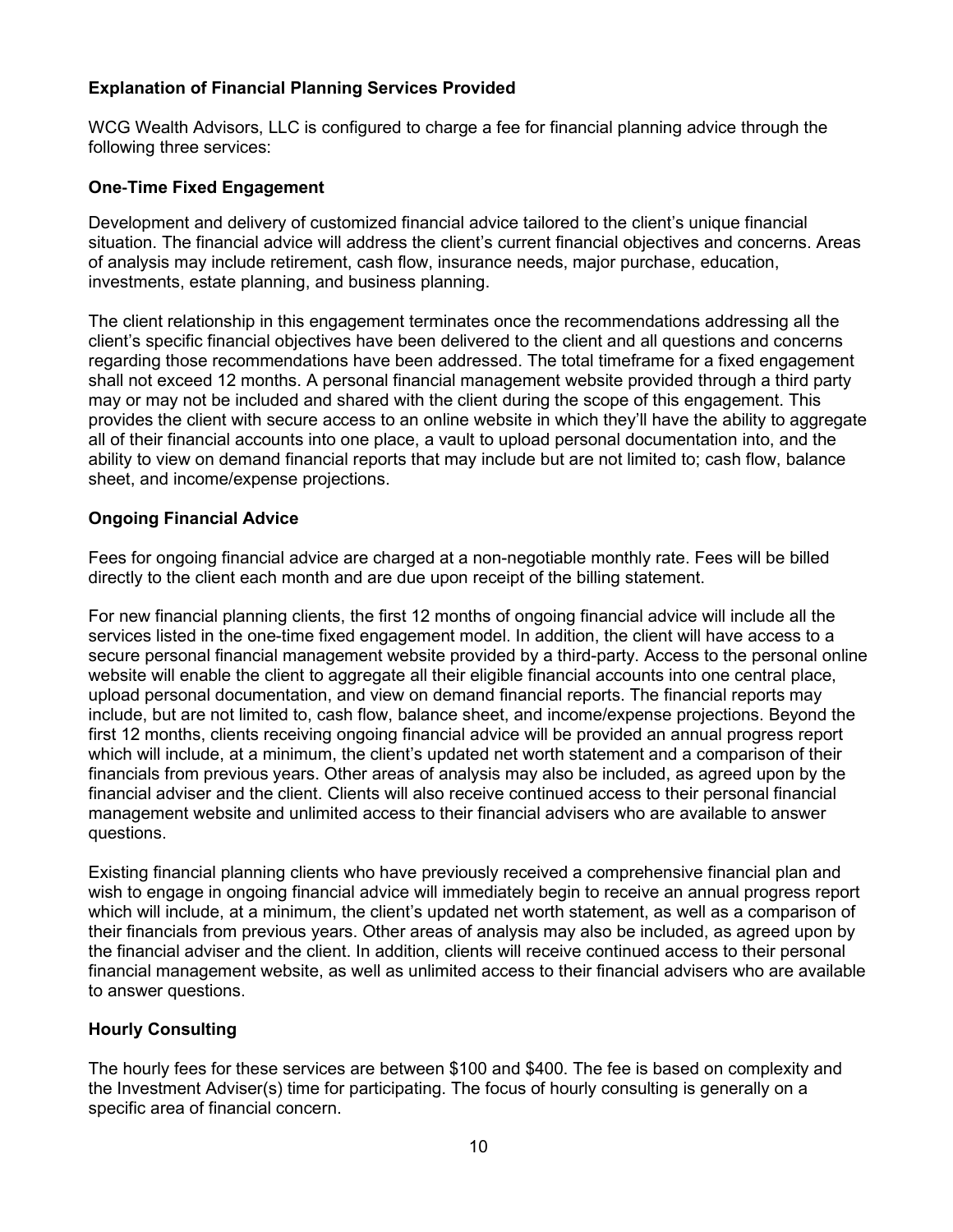### Explanation of Financial Planning Services Provided

WCG Wealth Advisors, LLC is configured to charge a fee for financial planning advice through the following three services:

### One-Time Fixed Engagement

Development and delivery of customized financial advice tailored to the client's unique financial situation. The financial advice will address the client's current financial objectives and concerns. Areas of analysis may include retirement, cash flow, insurance needs, major purchase, education, investments, estate planning, and business planning.

The client relationship in this engagement terminates once the recommendations addressing all the client's specific financial objectives have been delivered to the client and all questions and concerns regarding those recommendations have been addressed. The total timeframe for a fixed engagement shall not exceed 12 months. A personal financial management website provided through a third party may or may not be included and shared with the client during the scope of this engagement. This provides the client with secure access to an online website in which they'll have the ability to aggregate all of their financial accounts into one place, a vault to upload personal documentation into, and the ability to view on demand financial reports that may include but are not limited to; cash flow, balance sheet, and income/expense projections.

### Ongoing Financial Advice

Fees for ongoing financial advice are charged at a non-negotiable monthly rate. Fees will be billed directly to the client each month and are due upon receipt of the billing statement.

For new financial planning clients, the first 12 months of ongoing financial advice will include all the services listed in the one-time fixed engagement model. In addition, the client will have access to a secure personal financial management website provided by a third-party. Access to the personal online website will enable the client to aggregate all their eligible financial accounts into one central place, upload personal documentation, and view on demand financial reports. The financial reports may include, but are not limited to, cash flow, balance sheet, and income/expense projections. Beyond the first 12 months, clients receiving ongoing financial advice will be provided an annual progress report which will include, at a minimum, the client's updated net worth statement and a comparison of their financials from previous years. Other areas of analysis may also be included, as agreed upon by the financial adviser and the client. Clients will also receive continued access to their personal financial management website and unlimited access to their financial advisers who are available to answer questions.

Existing financial planning clients who have previously received a comprehensive financial plan and wish to engage in ongoing financial advice will immediately begin to receive an annual progress report which will include, at a minimum, the client's updated net worth statement, as well as a comparison of their financials from previous years. Other areas of analysis may also be included, as agreed upon by the financial adviser and the client. In addition, clients will receive continued access to their personal financial management website, as well as unlimited access to their financial advisers who are available to answer questions.

### Hourly Consulting

The hourly fees for these services are between $100 and $400. The fee is based on complexity and the Investment Adviser(s) time for participating. The focus of hourly consulting is generally on a specific area of financial concern.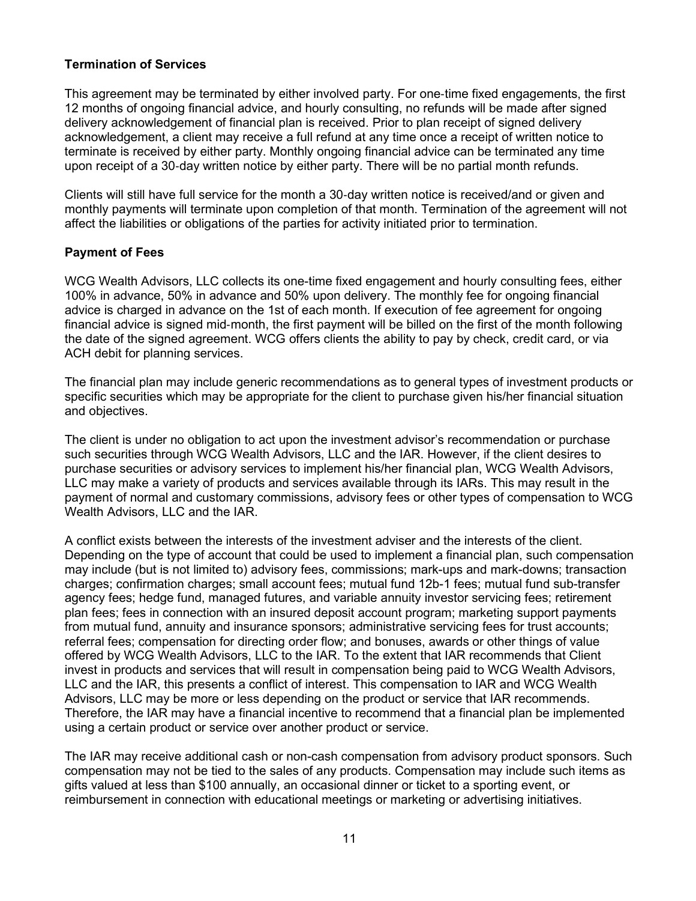### Termination of Services

This agreement may be terminated by either involved party. For one-time fixed engagements, the first 12 months of ongoing financial advice, and hourly consulting, no refunds will be made after signed delivery acknowledgement of financial plan is received. Prior to plan receipt of signed delivery acknowledgement, a client may receive a full refund at any time once a receipt of written notice to terminate is received by either party. Monthly ongoing financial advice can be terminated any time upon receipt of a 30-day written notice by either party. There will be no partial month refunds.

Clients will still have full service for the month a 30-day written notice is received/and or given and monthly payments will terminate upon completion of that month. Termination of the agreement will not affect the liabilities or obligations of the parties for activity initiated prior to termination.

### Payment of Fees

WCG Wealth Advisors, LLC collects its one-time fixed engagement and hourly consulting fees, either 100% in advance, 50% in advance and 50% upon delivery. The monthly fee for ongoing financial advice is charged in advance on the 1st of each month. If execution of fee agreement for ongoing financial advice is signed mid-month, the first payment will be billed on the first of the month following the date of the signed agreement. WCG offers clients the ability to pay by check, credit card, or via ACH debit for planning services.

The financial plan may include generic recommendations as to general types of investment products or specific securities which may be appropriate for the client to purchase given his/her financial situation and objectives.

The client is under no obligation to act upon the investment advisor's recommendation or purchase such securities through WCG Wealth Advisors, LLC and the IAR. However, if the client desires to purchase securities or advisory services to implement his/her financial plan, WCG Wealth Advisors, LLC may make a variety of products and services available through its IARs. This may result in the payment of normal and customary commissions, advisory fees or other types of compensation to WCG Wealth Advisors, LLC and the IAR.

A conflict exists between the interests of the investment adviser and the interests of the client. Depending on the type of account that could be used to implement a financial plan, such compensation may include (but is not limited to) advisory fees, commissions; mark-ups and mark-downs; transaction charges; confirmation charges; small account fees; mutual fund 12b-1 fees; mutual fund sub-transfer agency fees; hedge fund, managed futures, and variable annuity investor servicing fees; retirement plan fees; fees in connection with an insured deposit account program; marketing support payments from mutual fund, annuity and insurance sponsors; administrative servicing fees for trust accounts; referral fees; compensation for directing order flow; and bonuses, awards or other things of value offered by WCG Wealth Advisors, LLC to the IAR. To the extent that IAR recommends that Client invest in products and services that will result in compensation being paid to WCG Wealth Advisors, LLC and the IAR, this presents a conflict of interest. This compensation to IAR and WCG Wealth Advisors, LLC may be more or less depending on the product or service that IAR recommends. Therefore, the IAR may have a financial incentive to recommend that a financial plan be implemented using a certain product or service over another product or service.

The IAR may receive additional cash or non-cash compensation from advisory product sponsors. Such compensation may not be tied to the sales of any products. Compensation may include such items as gifts valued at less than $100 annually, an occasional dinner or ticket to a sporting event, or reimbursement in connection with educational meetings or marketing or advertising initiatives.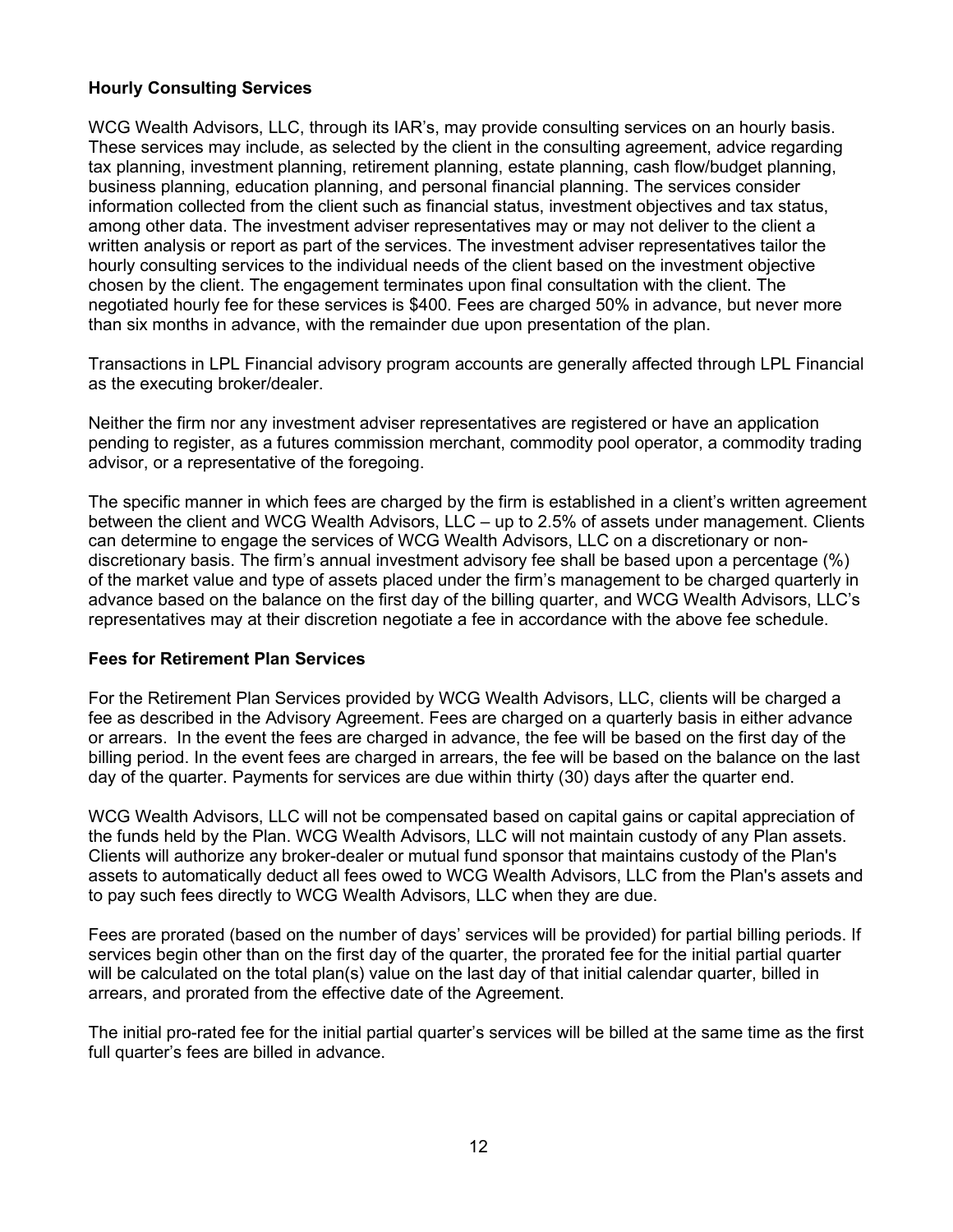**Hourly Consulting Services**

WCG Wealth Advisors, LLC, through its IAR's, may provide consulting services on an hourly basis. These services may include, as selected by the client in the consulting agreement, advice regarding tax planning, investment planning, retirement planning, estate planning, cash flow/budget planning, business planning, education planning, and personal financial planning. The services consider information collected from the client such as financial status, investment objectives and tax status, among other data. The investment adviser representatives may or may not deliver to the client a written analysis or report as part of the services. The investment adviser representatives tailor the hourly consulting services to the individual needs of the client based on the investment objective chosen by the client. The engagement terminates upon final consultation with the client. The negotiated hourly fee for these services is $400. Fees are charged 50% in advance, but never more than six months in advance, with the remainder due upon presentation of the plan.

Transactions in LPL Financial advisory program accounts are generally affected through LPL Financial as the executing broker/dealer.

Neither the firm nor any investment adviser representatives are registered or have an application pending to register, as a futures commission merchant, commodity pool operator, a commodity trading advisor, or a representative of the foregoing.

The specific manner in which fees are charged by the firm is established in a client's written agreement between the client and WCG Wealth Advisors, LLC – up to 2.5% of assets under management. Clients can determine to engage the services of WCG Wealth Advisors, LLC on a discretionary or non-discretionary basis. The firm's annual investment advisory fee shall be based upon a percentage (%) of the market value and type of assets placed under the firm's management to be charged quarterly in advance based on the balance on the first day of the billing quarter, and WCG Wealth Advisors, LLC's representatives may at their discretion negotiate a fee in accordance with the above fee schedule.

**Fees for Retirement Plan Services**

For the Retirement Plan Services provided by WCG Wealth Advisors, LLC, clients will be charged a fee as described in the Advisory Agreement. Fees are charged on a quarterly basis in either advance or arrears. In the event the fees are charged in advance, the fee will be based on the first day of the billing period. In the event fees are charged in arrears, the fee will be based on the balance on the last day of the quarter. Payments for services are due within thirty (30) days after the quarter end.

WCG Wealth Advisors, LLC will not be compensated based on capital gains or capital appreciation of the funds held by the Plan. WCG Wealth Advisors, LLC will not maintain custody of any Plan assets. Clients will authorize any broker-dealer or mutual fund sponsor that maintains custody of the Plan's assets to automatically deduct all fees owed to WCG Wealth Advisors, LLC from the Plan's assets and to pay such fees directly to WCG Wealth Advisors, LLC when they are due.

Fees are prorated (based on the number of days' services will be provided) for partial billing periods. If services begin other than on the first day of the quarter, the prorated fee for the initial partial quarter will be calculated on the total plan(s) value on the last day of that initial calendar quarter, billed in arrears, and prorated from the effective date of the Agreement.

The initial pro-rated fee for the initial partial quarter's services will be billed at the same time as the first full quarter's fees are billed in advance.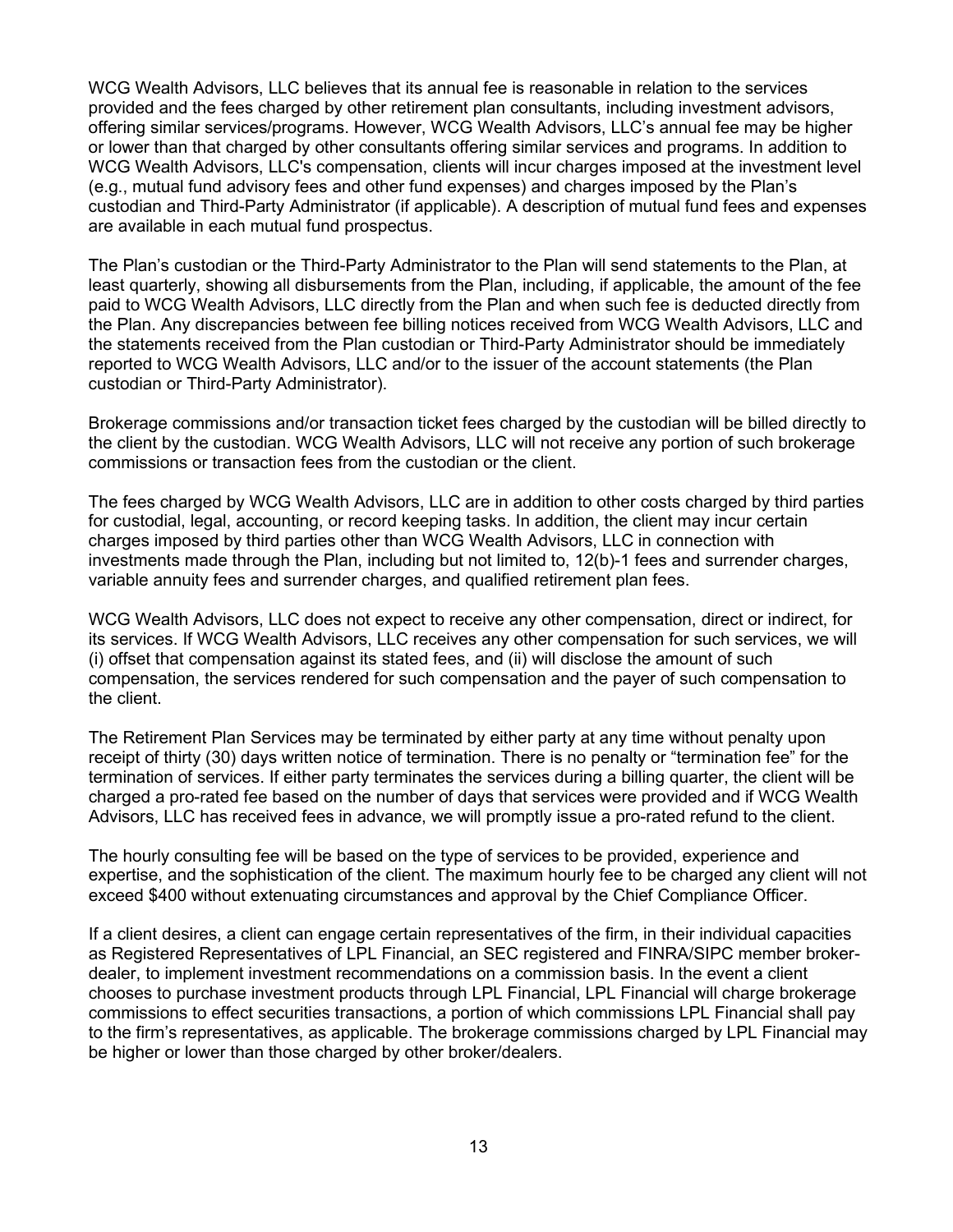WCG Wealth Advisors, LLC believes that its annual fee is reasonable in relation to the services provided and the fees charged by other retirement plan consultants, including investment advisors, offering similar services/programs. However, WCG Wealth Advisors, LLC's annual fee may be higher or lower than that charged by other consultants offering similar services and programs. In addition to WCG Wealth Advisors, LLC's compensation, clients will incur charges imposed at the investment level (e.g., mutual fund advisory fees and other fund expenses) and charges imposed by the Plan's custodian and Third-Party Administrator (if applicable). A description of mutual fund fees and expenses are available in each mutual fund prospectus.

The Plan's custodian or the Third-Party Administrator to the Plan will send statements to the Plan, at least quarterly, showing all disbursements from the Plan, including, if applicable, the amount of the fee paid to WCG Wealth Advisors, LLC directly from the Plan and when such fee is deducted directly from the Plan. Any discrepancies between fee billing notices received from WCG Wealth Advisors, LLC and the statements received from the Plan custodian or Third-Party Administrator should be immediately reported to WCG Wealth Advisors, LLC and/or to the issuer of the account statements (the Plan custodian or Third-Party Administrator).

Brokerage commissions and/or transaction ticket fees charged by the custodian will be billed directly to the client by the custodian. WCG Wealth Advisors, LLC will not receive any portion of such brokerage commissions or transaction fees from the custodian or the client.

The fees charged by WCG Wealth Advisors, LLC are in addition to other costs charged by third parties for custodial, legal, accounting, or record keeping tasks. In addition, the client may incur certain charges imposed by third parties other than WCG Wealth Advisors, LLC in connection with investments made through the Plan, including but not limited to, 12(b)-1 fees and surrender charges, variable annuity fees and surrender charges, and qualified retirement plan fees.

WCG Wealth Advisors, LLC does not expect to receive any other compensation, direct or indirect, for its services. If WCG Wealth Advisors, LLC receives any other compensation for such services, we will (i) offset that compensation against its stated fees, and (ii) will disclose the amount of such compensation, the services rendered for such compensation and the payer of such compensation to the client.

The Retirement Plan Services may be terminated by either party at any time without penalty upon receipt of thirty (30) days written notice of termination. There is no penalty or "termination fee" for the termination of services. If either party terminates the services during a billing quarter, the client will be charged a pro-rated fee based on the number of days that services were provided and if WCG Wealth Advisors, LLC has received fees in advance, we will promptly issue a pro-rated refund to the client.

The hourly consulting fee will be based on the type of services to be provided, experience and expertise, and the sophistication of the client. The maximum hourly fee to be charged any client will not exceed $400 without extenuating circumstances and approval by the Chief Compliance Officer.

If a client desires, a client can engage certain representatives of the firm, in their individual capacities as Registered Representatives of LPL Financial, an SEC registered and FINRA/SIPC member broker-dealer, to implement investment recommendations on a commission basis. In the event a client chooses to purchase investment products through LPL Financial, LPL Financial will charge brokerage commissions to effect securities transactions, a portion of which commissions LPL Financial shall pay to the firm's representatives, as applicable. The brokerage commissions charged by LPL Financial may be higher or lower than those charged by other broker/dealers.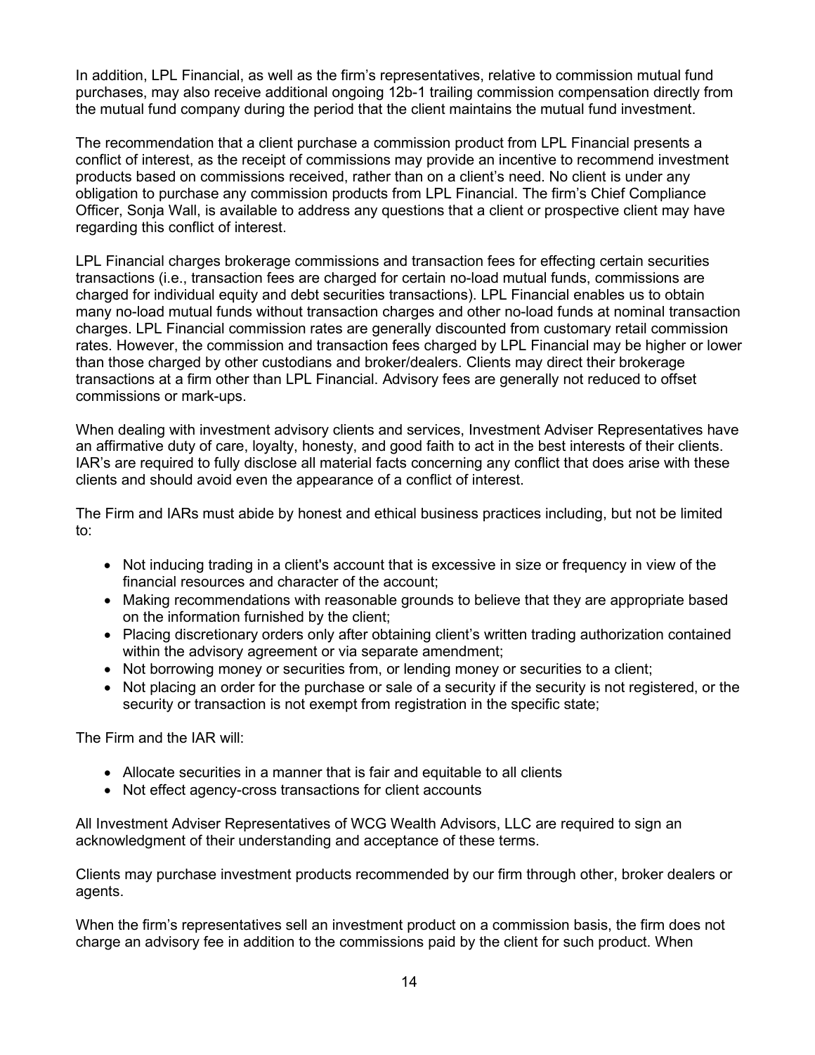In addition, LPL Financial, as well as the firm's representatives, relative to commission mutual fund purchases, may also receive additional ongoing 12b-1 trailing commission compensation directly from the mutual fund company during the period that the client maintains the mutual fund investment.

The recommendation that a client purchase a commission product from LPL Financial presents a conflict of interest, as the receipt of commissions may provide an incentive to recommend investment products based on commissions received, rather than on a client's need. No client is under any obligation to purchase any commission products from LPL Financial. The firm's Chief Compliance Officer, Sonja Wall, is available to address any questions that a client or prospective client may have regarding this conflict of interest.

LPL Financial charges brokerage commissions and transaction fees for effecting certain securities transactions (i.e., transaction fees are charged for certain no-load mutual funds, commissions are charged for individual equity and debt securities transactions). LPL Financial enables us to obtain many no-load mutual funds without transaction charges and other no-load funds at nominal transaction charges. LPL Financial commission rates are generally discounted from customary retail commission rates. However, the commission and transaction fees charged by LPL Financial may be higher or lower than those charged by other custodians and broker/dealers. Clients may direct their brokerage transactions at a firm other than LPL Financial. Advisory fees are generally not reduced to offset commissions or mark-ups.

When dealing with investment advisory clients and services, Investment Adviser Representatives have an affirmative duty of care, loyalty, honesty, and good faith to act in the best interests of their clients. IAR's are required to fully disclose all material facts concerning any conflict that does arise with these clients and should avoid even the appearance of a conflict of interest.

The Firm and IARs must abide by honest and ethical business practices including, but not be limited to:

- Not inducing trading in a client's account that is excessive in size or frequency in view of the financial resources and character of the account;
- Making recommendations with reasonable grounds to believe that they are appropriate based on the information furnished by the client;
- Placing discretionary orders only after obtaining client's written trading authorization contained within the advisory agreement or via separate amendment;
- Not borrowing money or securities from, or lending money or securities to a client;
- Not placing an order for the purchase or sale of a security if the security is not registered, or the security or transaction is not exempt from registration in the specific state;

The Firm and the IAR will:

- Allocate securities in a manner that is fair and equitable to all clients
- Not effect agency-cross transactions for client accounts

All Investment Adviser Representatives of WCG Wealth Advisors, LLC are required to sign an acknowledgment of their understanding and acceptance of these terms.

Clients may purchase investment products recommended by our firm through other, broker dealers or agents.

When the firm's representatives sell an investment product on a commission basis, the firm does not charge an advisory fee in addition to the commissions paid by the client for such product. When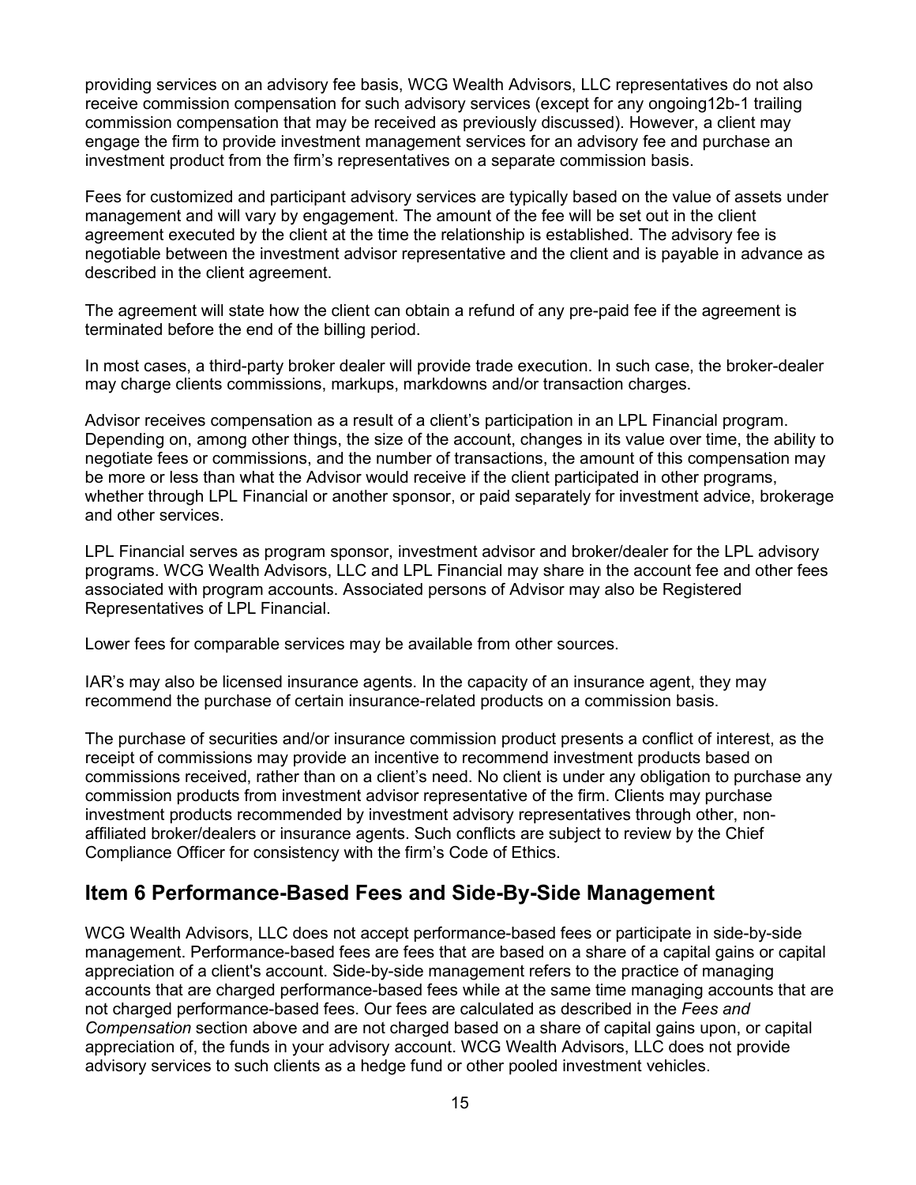providing services on an advisory fee basis, WCG Wealth Advisors, LLC representatives do not also receive commission compensation for such advisory services (except for any ongoing12b-1 trailing commission compensation that may be received as previously discussed). However, a client may engage the firm to provide investment management services for an advisory fee and purchase an investment product from the firm's representatives on a separate commission basis.

Fees for customized and participant advisory services are typically based on the value of assets under management and will vary by engagement. The amount of the fee will be set out in the client agreement executed by the client at the time the relationship is established. The advisory fee is negotiable between the investment advisor representative and the client and is payable in advance as described in the client agreement.

The agreement will state how the client can obtain a refund of any pre-paid fee if the agreement is terminated before the end of the billing period.

In most cases, a third-party broker dealer will provide trade execution. In such case, the broker-dealer may charge clients commissions, markups, markdowns and/or transaction charges.

Advisor receives compensation as a result of a client's participation in an LPL Financial program. Depending on, among other things, the size of the account, changes in its value over time, the ability to negotiate fees or commissions, and the number of transactions, the amount of this compensation may be more or less than what the Advisor would receive if the client participated in other programs, whether through LPL Financial or another sponsor, or paid separately for investment advice, brokerage and other services.

LPL Financial serves as program sponsor, investment advisor and broker/dealer for the LPL advisory programs. WCG Wealth Advisors, LLC and LPL Financial may share in the account fee and other fees associated with program accounts. Associated persons of Advisor may also be Registered Representatives of LPL Financial.

Lower fees for comparable services may be available from other sources.

IAR's may also be licensed insurance agents. In the capacity of an insurance agent, they may recommend the purchase of certain insurance-related products on a commission basis.

The purchase of securities and/or insurance commission product presents a conflict of interest, as the receipt of commissions may provide an incentive to recommend investment products based on commissions received, rather than on a client's need. No client is under any obligation to purchase any commission products from investment advisor representative of the firm. Clients may purchase investment products recommended by investment advisory representatives through other, non-affiliated broker/dealers or insurance agents. Such conflicts are subject to review by the Chief Compliance Officer for consistency with the firm's Code of Ethics.

## Item 6 Performance-Based Fees and Side-By-Side Management

WCG Wealth Advisors, LLC does not accept performance-based fees or participate in side-by-side management. Performance-based fees are fees that are based on a share of a capital gains or capital appreciation of a client's account. Side-by-side management refers to the practice of managing accounts that are charged performance-based fees while at the same time managing accounts that are not charged performance-based fees. Our fees are calculated as described in the *Fees and Compensation* section above and are not charged based on a share of capital gains upon, or capital appreciation of, the funds in your advisory account. WCG Wealth Advisors, LLC does not provide advisory services to such clients as a hedge fund or other pooled investment vehicles.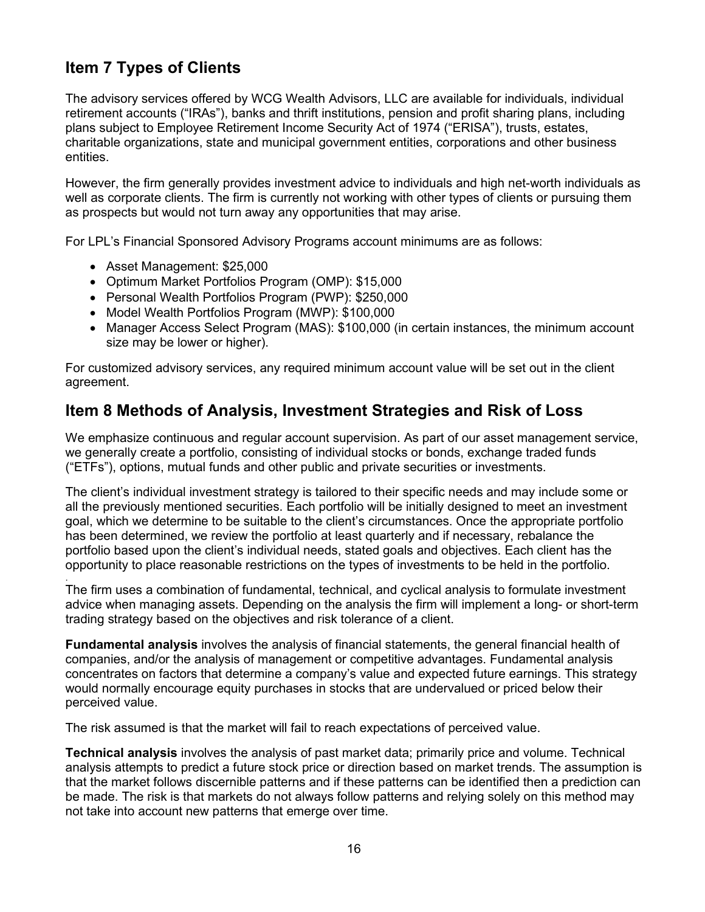## Item 7 Types of Clients

The advisory services offered by WCG Wealth Advisors, LLC are available for individuals, individual retirement accounts ("IRAs"), banks and thrift institutions, pension and profit sharing plans, including plans subject to Employee Retirement Income Security Act of 1974 ("ERISA"), trusts, estates, charitable organizations, state and municipal government entities, corporations and other business entities.

However, the firm generally provides investment advice to individuals and high net-worth individuals as well as corporate clients. The firm is currently not working with other types of clients or pursuing them as prospects but would not turn away any opportunities that may arise.

For LPL's Financial Sponsored Advisory Programs account minimums are as follows:

- Asset Management: $25,000
- Optimum Market Portfolios Program (OMP): $15,000
- Personal Wealth Portfolios Program (PWP): $250,000
- Model Wealth Portfolios Program (MWP): $100,000
- Manager Access Select Program (MAS): $100,000 (in certain instances, the minimum account size may be lower or higher).

For customized advisory services, any required minimum account value will be set out in the client agreement.

## Item 8 Methods of Analysis, Investment Strategies and Risk of Loss

We emphasize continuous and regular account supervision. As part of our asset management service, we generally create a portfolio, consisting of individual stocks or bonds, exchange traded funds ("ETFs"), options, mutual funds and other public and private securities or investments.

The client's individual investment strategy is tailored to their specific needs and may include some or all the previously mentioned securities. Each portfolio will be initially designed to meet an investment goal, which we determine to be suitable to the client's circumstances. Once the appropriate portfolio has been determined, we review the portfolio at least quarterly and if necessary, rebalance the portfolio based upon the client's individual needs, stated goals and objectives. Each client has the opportunity to place reasonable restrictions on the types of investments to be held in the portfolio.

The firm uses a combination of fundamental, technical, and cyclical analysis to formulate investment advice when managing assets. Depending on the analysis the firm will implement a long- or short-term trading strategy based on the objectives and risk tolerance of a client.

**Fundamental analysis** involves the analysis of financial statements, the general financial health of companies, and/or the analysis of management or competitive advantages. Fundamental analysis concentrates on factors that determine a company's value and expected future earnings. This strategy would normally encourage equity purchases in stocks that are undervalued or priced below their perceived value.

The risk assumed is that the market will fail to reach expectations of perceived value.

**Technical analysis** involves the analysis of past market data; primarily price and volume. Technical analysis attempts to predict a future stock price or direction based on market trends. The assumption is that the market follows discernible patterns and if these patterns can be identified then a prediction can be made. The risk is that markets do not always follow patterns and relying solely on this method may not take into account new patterns that emerge over time.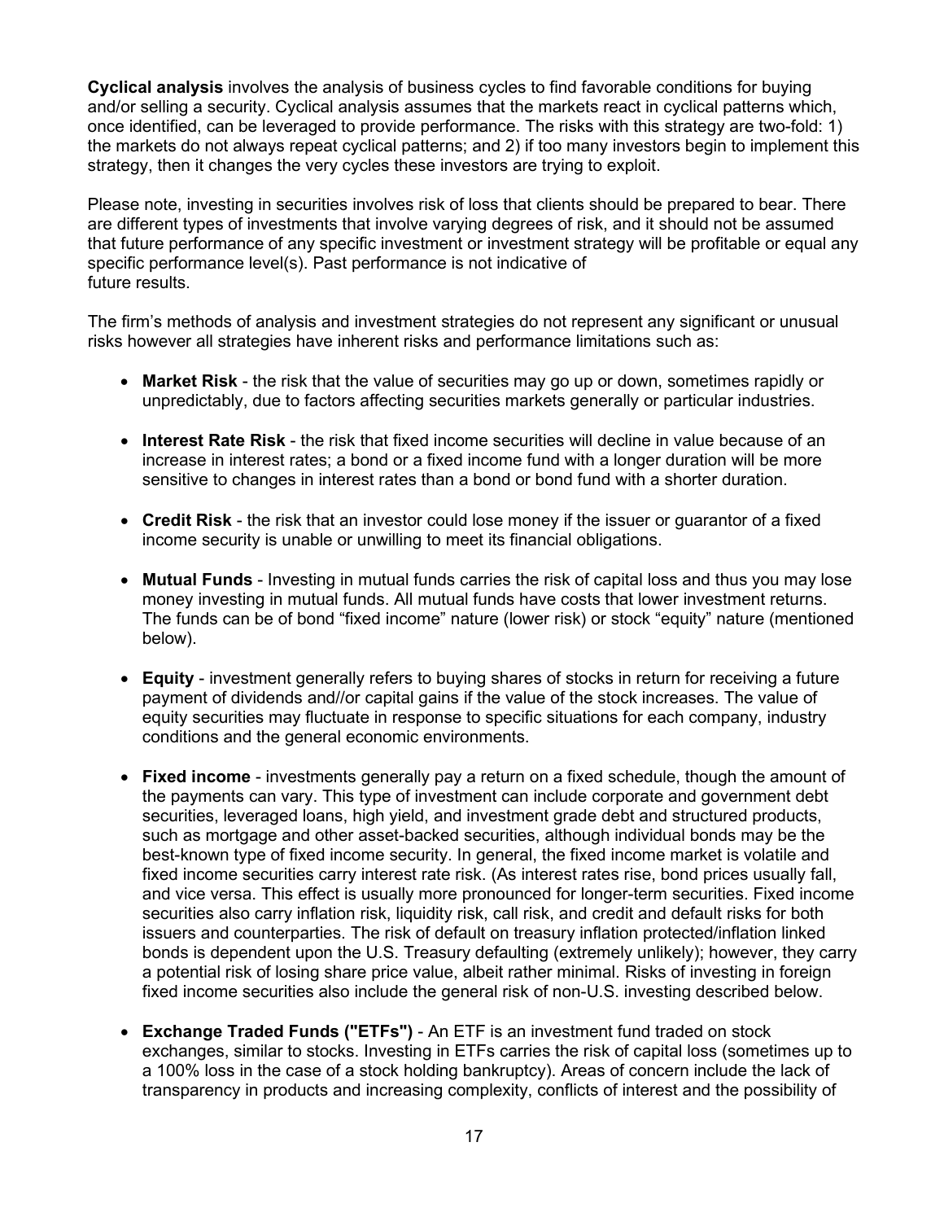**Cyclical analysis** involves the analysis of business cycles to find favorable conditions for buying and/or selling a security. Cyclical analysis assumes that the markets react in cyclical patterns which, once identified, can be leveraged to provide performance. The risks with this strategy are two-fold: 1) the markets do not always repeat cyclical patterns; and 2) if too many investors begin to implement this strategy, then it changes the very cycles these investors are trying to exploit.

Please note, investing in securities involves risk of loss that clients should be prepared to bear. There are different types of investments that involve varying degrees of risk, and it should not be assumed that future performance of any specific investment or investment strategy will be profitable or equal any specific performance level(s). Past performance is not indicative of future results.

The firm's methods of analysis and investment strategies do not represent any significant or unusual risks however all strategies have inherent risks and performance limitations such as:

- **Market Risk** - the risk that the value of securities may go up or down, sometimes rapidly or unpredictably, due to factors affecting securities markets generally or particular industries.
- **Interest Rate Risk** - the risk that fixed income securities will decline in value because of an increase in interest rates; a bond or a fixed income fund with a longer duration will be more sensitive to changes in interest rates than a bond or bond fund with a shorter duration.
- **Credit Risk** - the risk that an investor could lose money if the issuer or guarantor of a fixed income security is unable or unwilling to meet its financial obligations.
- **Mutual Funds** - Investing in mutual funds carries the risk of capital loss and thus you may lose money investing in mutual funds. All mutual funds have costs that lower investment returns. The funds can be of bond "fixed income" nature (lower risk) or stock "equity" nature (mentioned below).
- **Equity** - investment generally refers to buying shares of stocks in return for receiving a future payment of dividends and//or capital gains if the value of the stock increases. The value of equity securities may fluctuate in response to specific situations for each company, industry conditions and the general economic environments.
- **Fixed income** - investments generally pay a return on a fixed schedule, though the amount of the payments can vary. This type of investment can include corporate and government debt securities, leveraged loans, high yield, and investment grade debt and structured products, such as mortgage and other asset-backed securities, although individual bonds may be the best-known type of fixed income security. In general, the fixed income market is volatile and fixed income securities carry interest rate risk. (As interest rates rise, bond prices usually fall, and vice versa. This effect is usually more pronounced for longer-term securities. Fixed income securities also carry inflation risk, liquidity risk, call risk, and credit and default risks for both issuers and counterparties. The risk of default on treasury inflation protected/inflation linked bonds is dependent upon the U.S. Treasury defaulting (extremely unlikely); however, they carry a potential risk of losing share price value, albeit rather minimal. Risks of investing in foreign fixed income securities also include the general risk of non-U.S. investing described below.
- **Exchange Traded Funds ("ETFs")** - An ETF is an investment fund traded on stock exchanges, similar to stocks. Investing in ETFs carries the risk of capital loss (sometimes up to a 100% loss in the case of a stock holding bankruptcy). Areas of concern include the lack of transparency in products and increasing complexity, conflicts of interest and the possibility of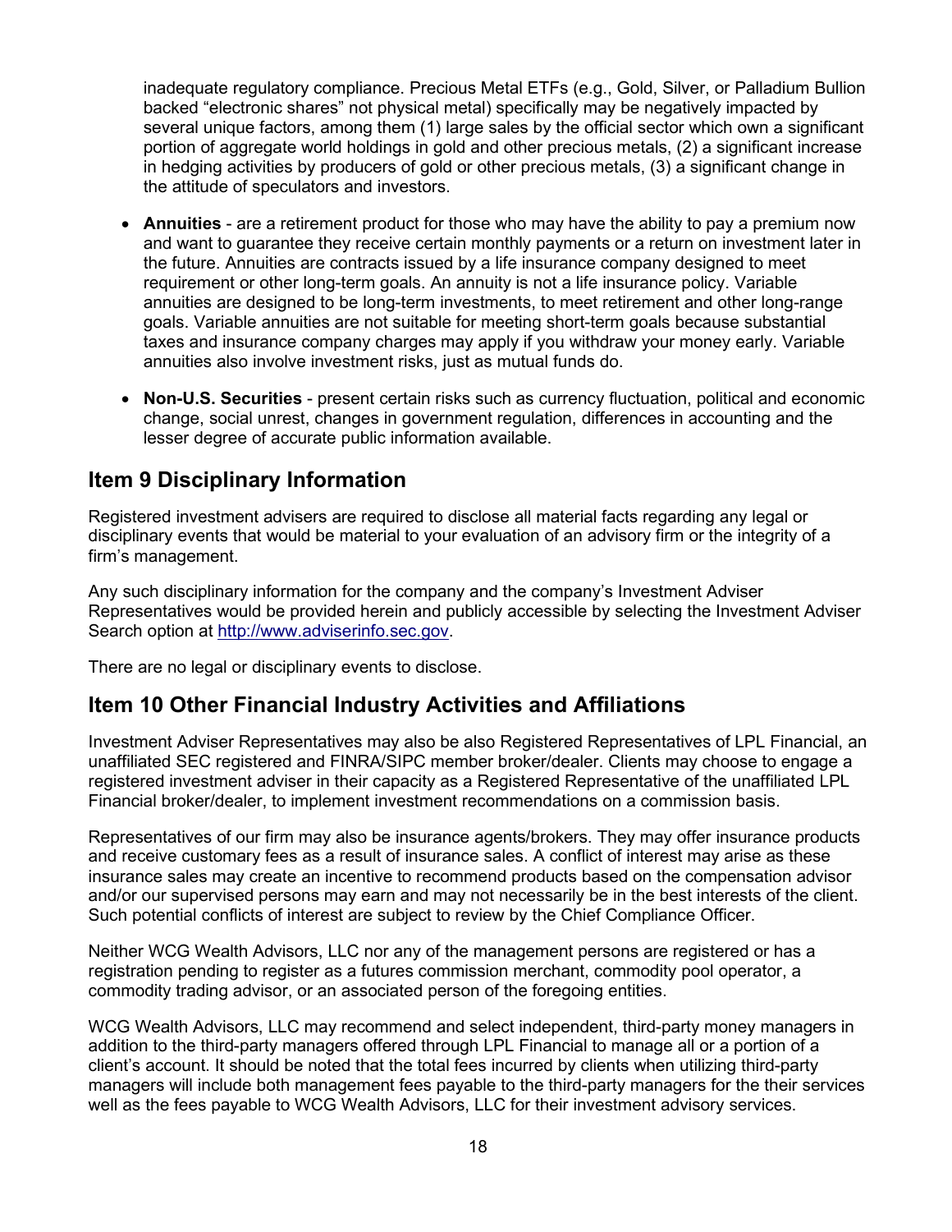inadequate regulatory compliance. Precious Metal ETFs (e.g., Gold, Silver, or Palladium Bullion backed "electronic shares" not physical metal) specifically may be negatively impacted by several unique factors, among them (1) large sales by the official sector which own a significant portion of aggregate world holdings in gold and other precious metals, (2) a significant increase in hedging activities by producers of gold or other precious metals, (3) a significant change in the attitude of speculators and investors.

- **Annuities** - are a retirement product for those who may have the ability to pay a premium now and want to guarantee they receive certain monthly payments or a return on investment later in the future. Annuities are contracts issued by a life insurance company designed to meet requirement or other long-term goals. An annuity is not a life insurance policy. Variable annuities are designed to be long-term investments, to meet retirement and other long-range goals. Variable annuities are not suitable for meeting short-term goals because substantial taxes and insurance company charges may apply if you withdraw your money early. Variable annuities also involve investment risks, just as mutual funds do.
- **Non-U.S. Securities** - present certain risks such as currency fluctuation, political and economic change, social unrest, changes in government regulation, differences in accounting and the lesser degree of accurate public information available.

## Item 9 Disciplinary Information

Registered investment advisers are required to disclose all material facts regarding any legal or disciplinary events that would be material to your evaluation of an advisory firm or the integrity of a firm's management.

Any such disciplinary information for the company and the company's Investment Adviser Representatives would be provided herein and publicly accessible by selecting the Investment Adviser Search option at http://www.adviserinfo.sec.gov.

There are no legal or disciplinary events to disclose.

## Item 10 Other Financial Industry Activities and Affiliations

Investment Adviser Representatives may also be also Registered Representatives of LPL Financial, an unaffiliated SEC registered and FINRA/SIPC member broker/dealer. Clients may choose to engage a registered investment adviser in their capacity as a Registered Representative of the unaffiliated LPL Financial broker/dealer, to implement investment recommendations on a commission basis.

Representatives of our firm may also be insurance agents/brokers. They may offer insurance products and receive customary fees as a result of insurance sales. A conflict of interest may arise as these insurance sales may create an incentive to recommend products based on the compensation advisor and/or our supervised persons may earn and may not necessarily be in the best interests of the client. Such potential conflicts of interest are subject to review by the Chief Compliance Officer.

Neither WCG Wealth Advisors, LLC nor any of the management persons are registered or has a registration pending to register as a futures commission merchant, commodity pool operator, a commodity trading advisor, or an associated person of the foregoing entities.

WCG Wealth Advisors, LLC may recommend and select independent, third-party money managers in addition to the third-party managers offered through LPL Financial to manage all or a portion of a client's account. It should be noted that the total fees incurred by clients when utilizing third-party managers will include both management fees payable to the third-party managers for the their services well as the fees payable to WCG Wealth Advisors, LLC for their investment advisory services.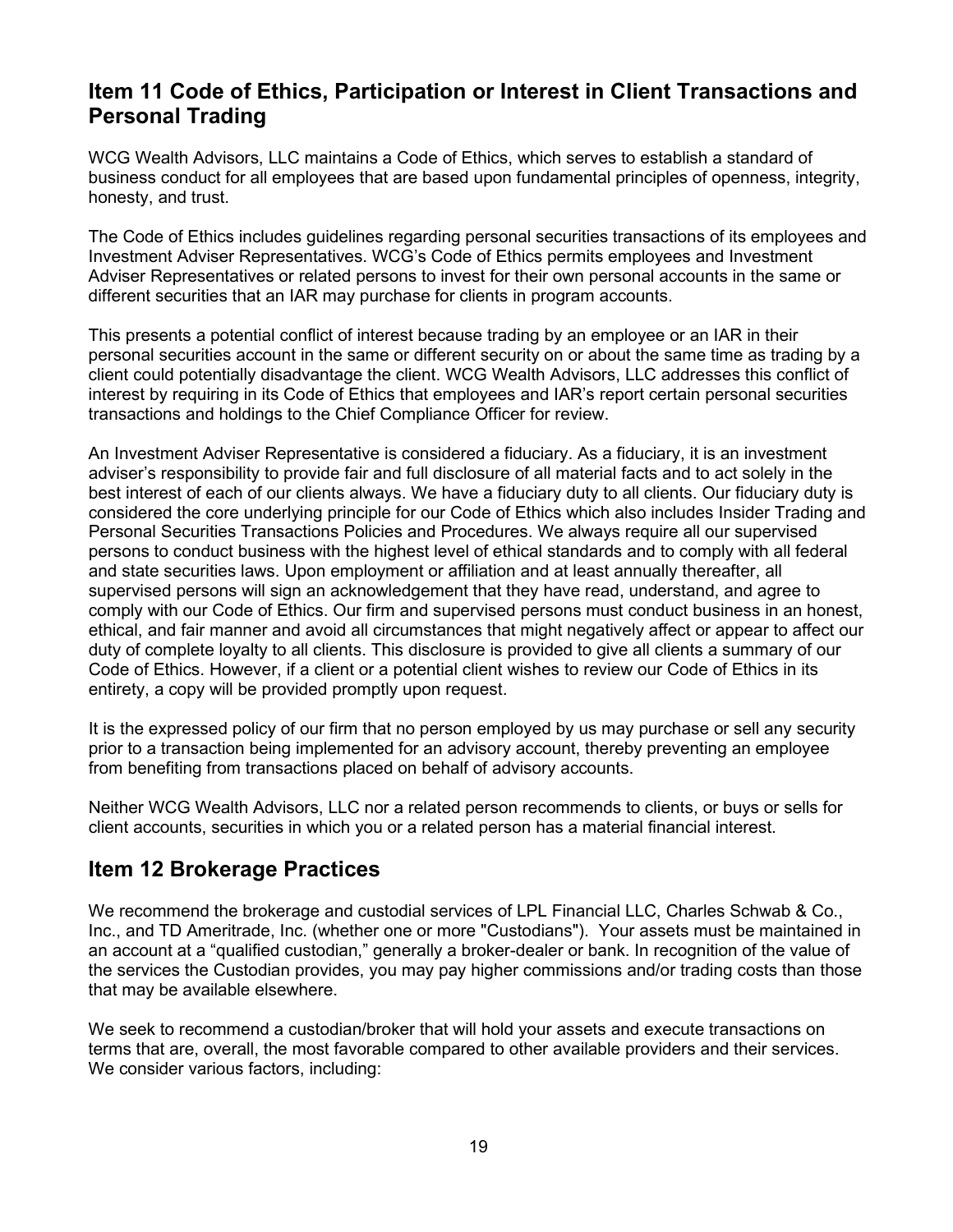## Item 11 Code of Ethics, Participation or Interest in Client Transactions and Personal Trading

WCG Wealth Advisors, LLC maintains a Code of Ethics, which serves to establish a standard of business conduct for all employees that are based upon fundamental principles of openness, integrity, honesty, and trust.

The Code of Ethics includes guidelines regarding personal securities transactions of its employees and Investment Adviser Representatives. WCG's Code of Ethics permits employees and Investment Adviser Representatives or related persons to invest for their own personal accounts in the same or different securities that an IAR may purchase for clients in program accounts.

This presents a potential conflict of interest because trading by an employee or an IAR in their personal securities account in the same or different security on or about the same time as trading by a client could potentially disadvantage the client. WCG Wealth Advisors, LLC addresses this conflict of interest by requiring in its Code of Ethics that employees and IAR's report certain personal securities transactions and holdings to the Chief Compliance Officer for review.

An Investment Adviser Representative is considered a fiduciary. As a fiduciary, it is an investment adviser's responsibility to provide fair and full disclosure of all material facts and to act solely in the best interest of each of our clients always. We have a fiduciary duty to all clients. Our fiduciary duty is considered the core underlying principle for our Code of Ethics which also includes Insider Trading and Personal Securities Transactions Policies and Procedures. We always require all our supervised persons to conduct business with the highest level of ethical standards and to comply with all federal and state securities laws. Upon employment or affiliation and at least annually thereafter, all supervised persons will sign an acknowledgement that they have read, understand, and agree to comply with our Code of Ethics. Our firm and supervised persons must conduct business in an honest, ethical, and fair manner and avoid all circumstances that might negatively affect or appear to affect our duty of complete loyalty to all clients. This disclosure is provided to give all clients a summary of our Code of Ethics. However, if a client or a potential client wishes to review our Code of Ethics in its entirety, a copy will be provided promptly upon request.

It is the expressed policy of our firm that no person employed by us may purchase or sell any security prior to a transaction being implemented for an advisory account, thereby preventing an employee from benefiting from transactions placed on behalf of advisory accounts.

Neither WCG Wealth Advisors, LLC nor a related person recommends to clients, or buys or sells for client accounts, securities in which you or a related person has a material financial interest.

## Item 12 Brokerage Practices

We recommend the brokerage and custodial services of LPL Financial LLC, Charles Schwab & Co., Inc., and TD Ameritrade, Inc. (whether one or more "Custodians"). Your assets must be maintained in an account at a "qualified custodian," generally a broker-dealer or bank. In recognition of the value of the services the Custodian provides, you may pay higher commissions and/or trading costs than those that may be available elsewhere.

We seek to recommend a custodian/broker that will hold your assets and execute transactions on terms that are, overall, the most favorable compared to other available providers and their services. We consider various factors, including: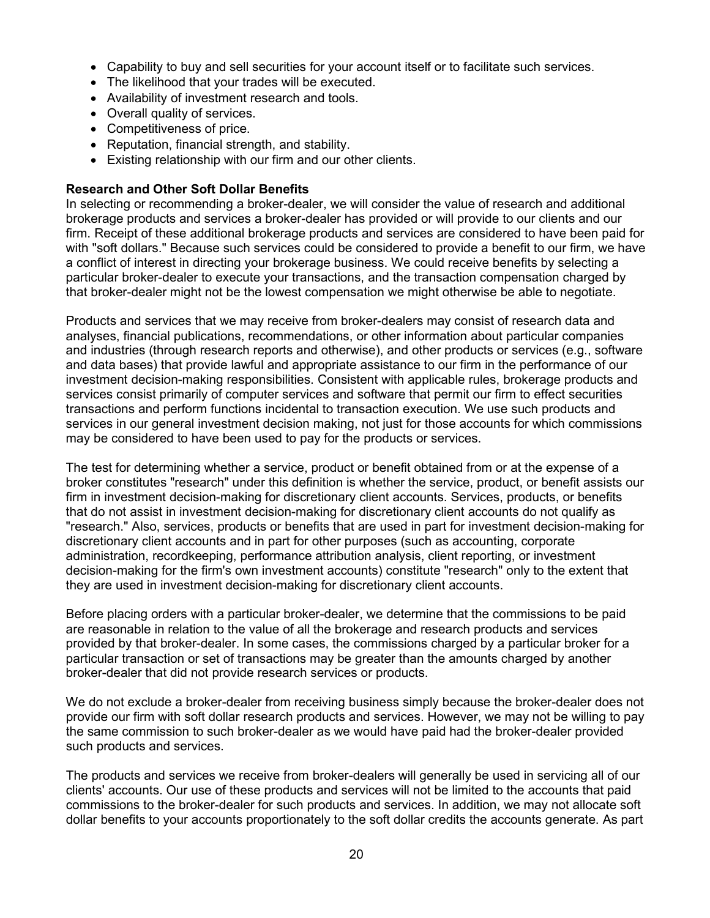- Capability to buy and sell securities for your account itself or to facilitate such services.
- The likelihood that your trades will be executed.
- Availability of investment research and tools.
- Overall quality of services.
- Competitiveness of price.
- Reputation, financial strength, and stability.
- Existing relationship with our firm and our other clients.

**Research and Other Soft Dollar Benefits**

In selecting or recommending a broker-dealer, we will consider the value of research and additional brokerage products and services a broker-dealer has provided or will provide to our clients and our firm. Receipt of these additional brokerage products and services are considered to have been paid for with "soft dollars." Because such services could be considered to provide a benefit to our firm, we have a conflict of interest in directing your brokerage business. We could receive benefits by selecting a particular broker-dealer to execute your transactions, and the transaction compensation charged by that broker-dealer might not be the lowest compensation we might otherwise be able to negotiate.

Products and services that we may receive from broker-dealers may consist of research data and analyses, financial publications, recommendations, or other information about particular companies and industries (through research reports and otherwise), and other products or services (e.g., software and data bases) that provide lawful and appropriate assistance to our firm in the performance of our investment decision-making responsibilities. Consistent with applicable rules, brokerage products and services consist primarily of computer services and software that permit our firm to effect securities transactions and perform functions incidental to transaction execution. We use such products and services in our general investment decision making, not just for those accounts for which commissions may be considered to have been used to pay for the products or services.

The test for determining whether a service, product or benefit obtained from or at the expense of a broker constitutes "research" under this definition is whether the service, product, or benefit assists our firm in investment decision-making for discretionary client accounts. Services, products, or benefits that do not assist in investment decision-making for discretionary client accounts do not qualify as "research." Also, services, products or benefits that are used in part for investment decision-making for discretionary client accounts and in part for other purposes (such as accounting, corporate administration, recordkeeping, performance attribution analysis, client reporting, or investment decision-making for the firm's own investment accounts) constitute "research" only to the extent that they are used in investment decision-making for discretionary client accounts.

Before placing orders with a particular broker-dealer, we determine that the commissions to be paid are reasonable in relation to the value of all the brokerage and research products and services provided by that broker-dealer. In some cases, the commissions charged by a particular broker for a particular transaction or set of transactions may be greater than the amounts charged by another broker-dealer that did not provide research services or products.

We do not exclude a broker-dealer from receiving business simply because the broker-dealer does not provide our firm with soft dollar research products and services. However, we may not be willing to pay the same commission to such broker-dealer as we would have paid had the broker-dealer provided such products and services.

The products and services we receive from broker-dealers will generally be used in servicing all of our clients' accounts. Our use of these products and services will not be limited to the accounts that paid commissions to the broker-dealer for such products and services. In addition, we may not allocate soft dollar benefits to your accounts proportionately to the soft dollar credits the accounts generate. As part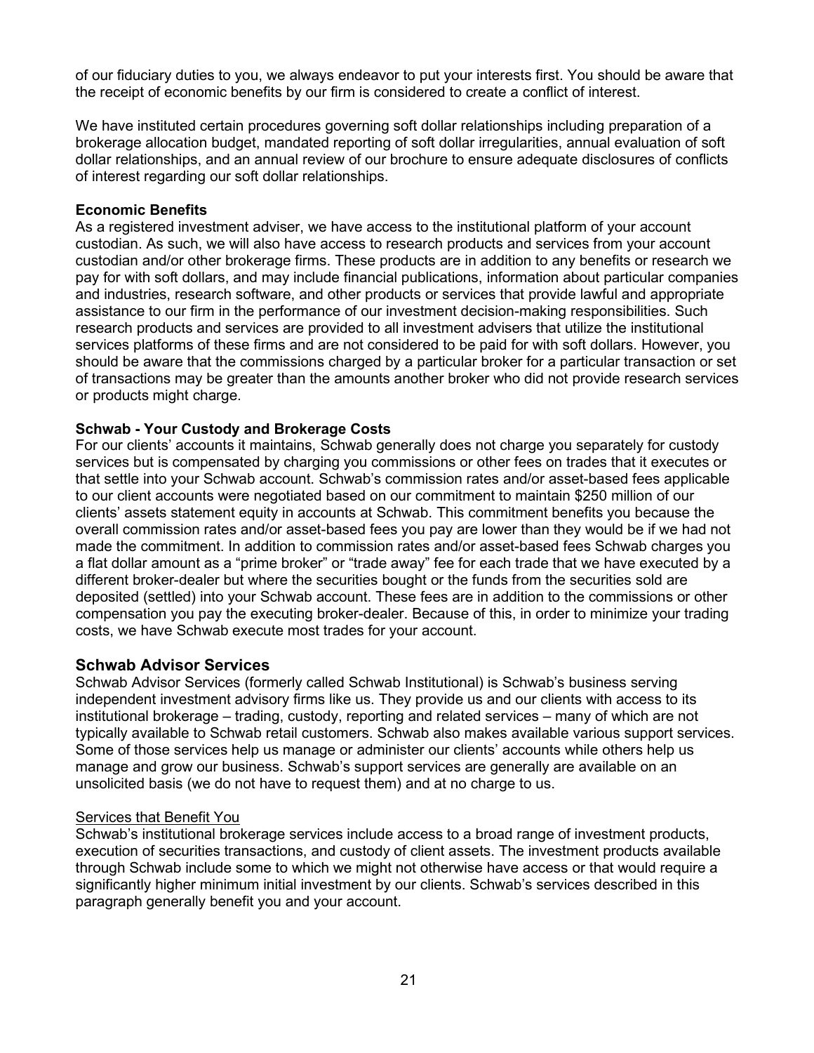of our fiduciary duties to you, we always endeavor to put your interests first. You should be aware that the receipt of economic benefits by our firm is considered to create a conflict of interest.

We have instituted certain procedures governing soft dollar relationships including preparation of a brokerage allocation budget, mandated reporting of soft dollar irregularities, annual evaluation of soft dollar relationships, and an annual review of our brochure to ensure adequate disclosures of conflicts of interest regarding our soft dollar relationships.

**Economic Benefits**

As a registered investment adviser, we have access to the institutional platform of your account custodian. As such, we will also have access to research products and services from your account custodian and/or other brokerage firms. These products are in addition to any benefits or research we pay for with soft dollars, and may include financial publications, information about particular companies and industries, research software, and other products or services that provide lawful and appropriate assistance to our firm in the performance of our investment decision-making responsibilities. Such research products and services are provided to all investment advisers that utilize the institutional services platforms of these firms and are not considered to be paid for with soft dollars. However, you should be aware that the commissions charged by a particular broker for a particular transaction or set of transactions may be greater than the amounts another broker who did not provide research services or products might charge.

**Schwab - Your Custody and Brokerage Costs**

For our clients' accounts it maintains, Schwab generally does not charge you separately for custody services but is compensated by charging you commissions or other fees on trades that it executes or that settle into your Schwab account. Schwab's commission rates and/or asset-based fees applicable to our client accounts were negotiated based on our commitment to maintain $250 million of our clients' assets statement equity in accounts at Schwab. This commitment benefits you because the overall commission rates and/or asset-based fees you pay are lower than they would be if we had not made the commitment. In addition to commission rates and/or asset-based fees Schwab charges you a flat dollar amount as a "prime broker" or "trade away" fee for each trade that we have executed by a different broker-dealer but where the securities bought or the funds from the securities sold are deposited (settled) into your Schwab account. These fees are in addition to the commissions or other compensation you pay the executing broker-dealer. Because of this, in order to minimize your trading costs, we have Schwab execute most trades for your account.

## Schwab Advisor Services

Schwab Advisor Services (formerly called Schwab Institutional) is Schwab's business serving independent investment advisory firms like us. They provide us and our clients with access to its institutional brokerage – trading, custody, reporting and related services – many of which are not typically available to Schwab retail customers. Schwab also makes available various support services. Some of those services help us manage or administer our clients' accounts while others help us manage and grow our business. Schwab's support services are generally are available on an unsolicited basis (we do not have to request them) and at no charge to us.

<u>Services that Benefit You</u>

Schwab's institutional brokerage services include access to a broad range of investment products, execution of securities transactions, and custody of client assets. The investment products available through Schwab include some to which we might not otherwise have access or that would require a significantly higher minimum initial investment by our clients. Schwab's services described in this paragraph generally benefit you and your account.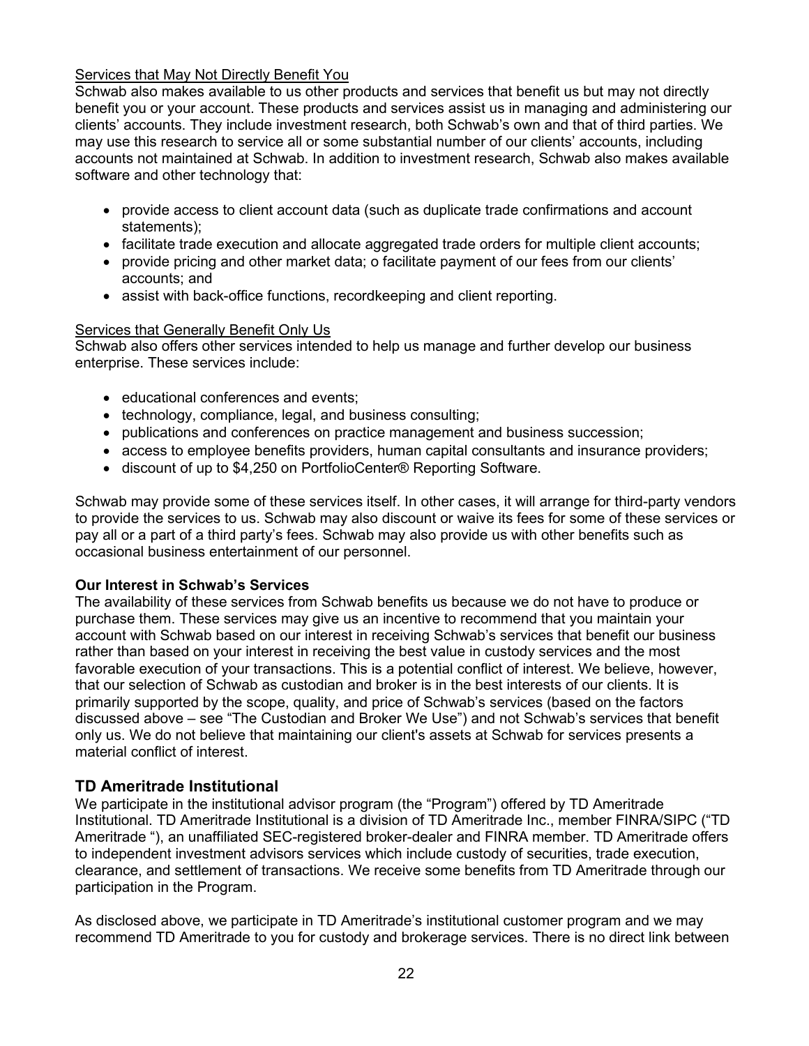Services that May Not Directly Benefit You

Schwab also makes available to us other products and services that benefit us but may not directly benefit you or your account. These products and services assist us in managing and administering our clients' accounts. They include investment research, both Schwab's own and that of third parties. We may use this research to service all or some substantial number of our clients' accounts, including accounts not maintained at Schwab. In addition to investment research, Schwab also makes available software and other technology that:

- provide access to client account data (such as duplicate trade confirmations and account statements);
- facilitate trade execution and allocate aggregated trade orders for multiple client accounts;
- provide pricing and other market data; o facilitate payment of our fees from our clients' accounts; and
- assist with back-office functions, recordkeeping and client reporting.

Services that Generally Benefit Only Us

Schwab also offers other services intended to help us manage and further develop our business enterprise. These services include:

- educational conferences and events;
- technology, compliance, legal, and business consulting;
- publications and conferences on practice management and business succession;
- access to employee benefits providers, human capital consultants and insurance providers;
- discount of up to $4,250 on PortfolioCenter® Reporting Software.

Schwab may provide some of these services itself. In other cases, it will arrange for third-party vendors to provide the services to us. Schwab may also discount or waive its fees for some of these services or pay all or a part of a third party's fees. Schwab may also provide us with other benefits such as occasional business entertainment of our personnel.

**Our Interest in Schwab's Services**

The availability of these services from Schwab benefits us because we do not have to produce or purchase them. These services may give us an incentive to recommend that you maintain your account with Schwab based on our interest in receiving Schwab's services that benefit our business rather than based on your interest in receiving the best value in custody services and the most favorable execution of your transactions. This is a potential conflict of interest. We believe, however, that our selection of Schwab as custodian and broker is in the best interests of our clients. It is primarily supported by the scope, quality, and price of Schwab's services (based on the factors discussed above – see "The Custodian and Broker We Use") and not Schwab's services that benefit only us. We do not believe that maintaining our client's assets at Schwab for services presents a material conflict of interest.

## TD Ameritrade Institutional

We participate in the institutional advisor program (the "Program") offered by TD Ameritrade Institutional. TD Ameritrade Institutional is a division of TD Ameritrade Inc., member FINRA/SIPC ("TD Ameritrade "), an unaffiliated SEC-registered broker-dealer and FINRA member. TD Ameritrade offers to independent investment advisors services which include custody of securities, trade execution, clearance, and settlement of transactions. We receive some benefits from TD Ameritrade through our participation in the Program.

As disclosed above, we participate in TD Ameritrade's institutional customer program and we may recommend TD Ameritrade to you for custody and brokerage services. There is no direct link between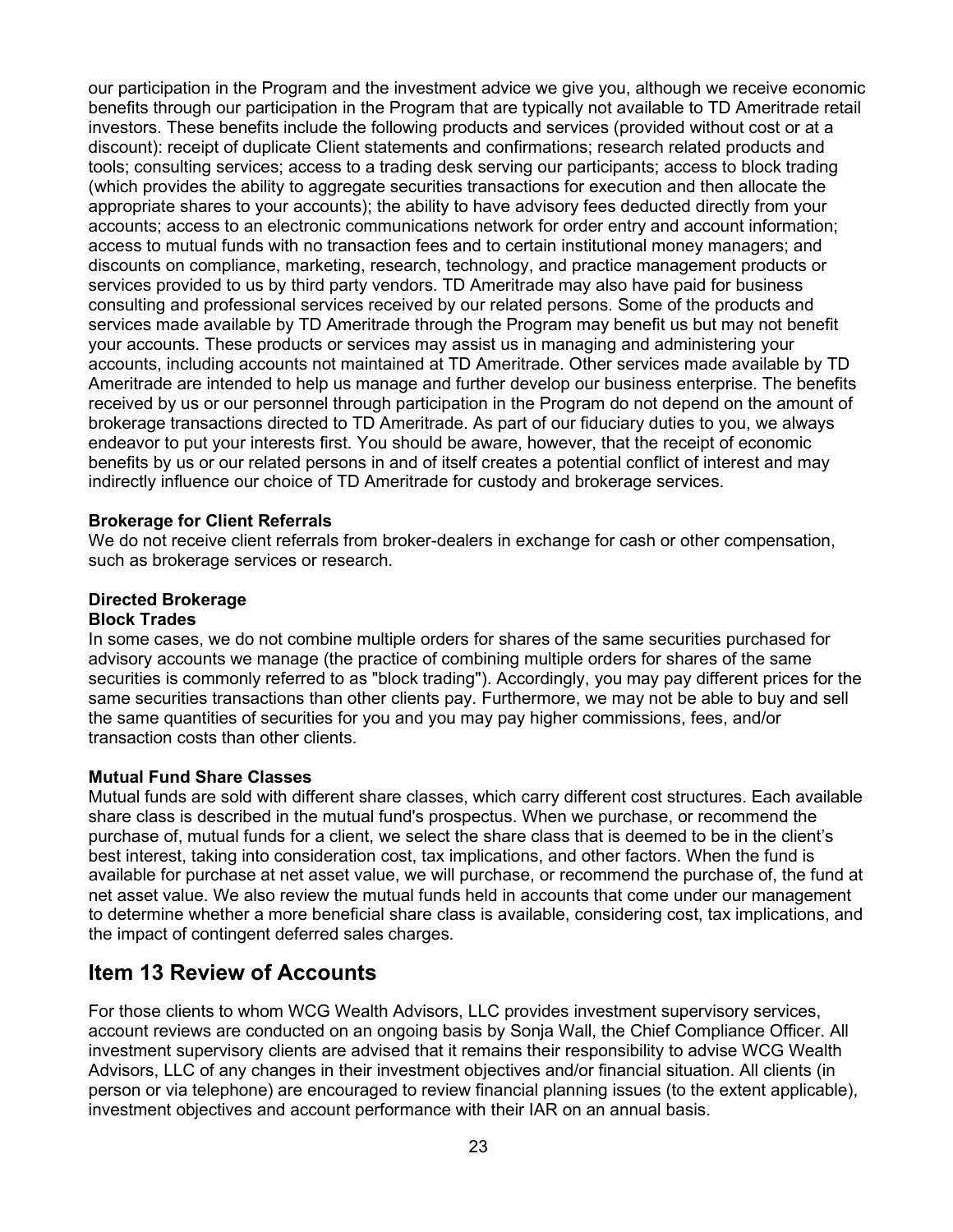our participation in the Program and the investment advice we give you, although we receive economic benefits through our participation in the Program that are typically not available to TD Ameritrade retail investors. These benefits include the following products and services (provided without cost or at a discount): receipt of duplicate Client statements and confirmations; research related products and tools; consulting services; access to a trading desk serving our participants; access to block trading (which provides the ability to aggregate securities transactions for execution and then allocate the appropriate shares to your accounts); the ability to have advisory fees deducted directly from your accounts; access to an electronic communications network for order entry and account information; access to mutual funds with no transaction fees and to certain institutional money managers; and discounts on compliance, marketing, research, technology, and practice management products or services provided to us by third party vendors. TD Ameritrade may also have paid for business consulting and professional services received by our related persons. Some of the products and services made available by TD Ameritrade through the Program may benefit us but may not benefit your accounts. These products or services may assist us in managing and administering your accounts, including accounts not maintained at TD Ameritrade. Other services made available by TD Ameritrade are intended to help us manage and further develop our business enterprise. The benefits received by us or our personnel through participation in the Program do not depend on the amount of brokerage transactions directed to TD Ameritrade. As part of our fiduciary duties to you, we always endeavor to put your interests first. You should be aware, however, that the receipt of economic benefits by us or our related persons in and of itself creates a potential conflict of interest and may indirectly influence our choice of TD Ameritrade for custody and brokerage services.

**Brokerage for Client Referrals**
We do not receive client referrals from broker-dealers in exchange for cash or other compensation, such as brokerage services or research.

**Directed Brokerage**

**Block Trades**
In some cases, we do not combine multiple orders for shares of the same securities purchased for advisory accounts we manage (the practice of combining multiple orders for shares of the same securities is commonly referred to as "block trading"). Accordingly, you may pay different prices for the same securities transactions than other clients pay. Furthermore, we may not be able to buy and sell the same quantities of securities for you and you may pay higher commissions, fees, and/or transaction costs than other clients.

**Mutual Fund Share Classes**
Mutual funds are sold with different share classes, which carry different cost structures. Each available share class is described in the mutual fund's prospectus. When we purchase, or recommend the purchase of, mutual funds for a client, we select the share class that is deemed to be in the client's best interest, taking into consideration cost, tax implications, and other factors. When the fund is available for purchase at net asset value, we will purchase, or recommend the purchase of, the fund at net asset value. We also review the mutual funds held in accounts that come under our management to determine whether a more beneficial share class is available, considering cost, tax implications, and the impact of contingent deferred sales charges.

## Item 13 Review of Accounts

For those clients to whom WCG Wealth Advisors, LLC provides investment supervisory services, account reviews are conducted on an ongoing basis by Sonja Wall, the Chief Compliance Officer. All investment supervisory clients are advised that it remains their responsibility to advise WCG Wealth Advisors, LLC of any changes in their investment objectives and/or financial situation. All clients (in person or via telephone) are encouraged to review financial planning issues (to the extent applicable), investment objectives and account performance with their IAR on an annual basis.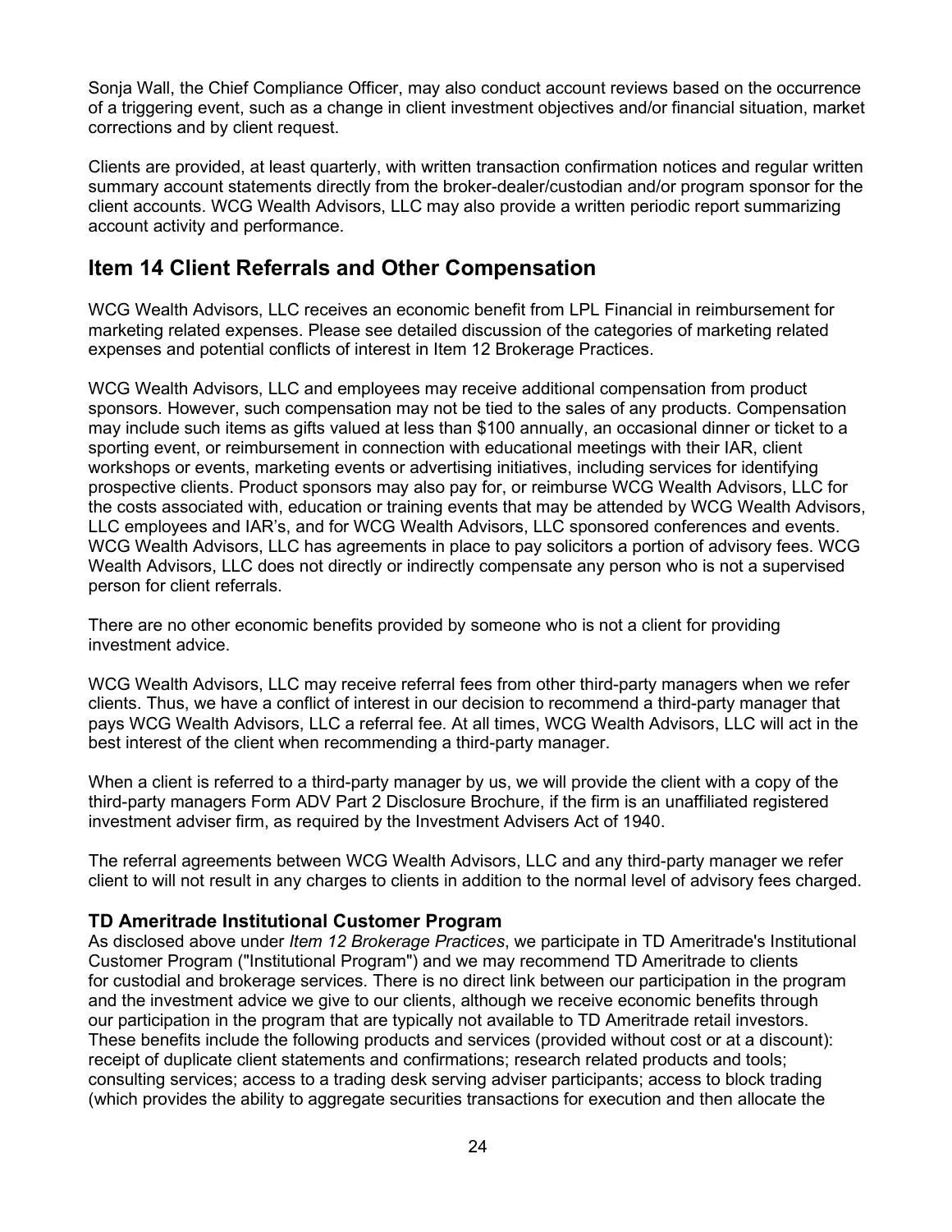Sonja Wall, the Chief Compliance Officer, may also conduct account reviews based on the occurrence of a triggering event, such as a change in client investment objectives and/or financial situation, market corrections and by client request.

Clients are provided, at least quarterly, with written transaction confirmation notices and regular written summary account statements directly from the broker-dealer/custodian and/or program sponsor for the client accounts. WCG Wealth Advisors, LLC may also provide a written periodic report summarizing account activity and performance.

## Item 14 Client Referrals and Other Compensation

WCG Wealth Advisors, LLC receives an economic benefit from LPL Financial in reimbursement for marketing related expenses. Please see detailed discussion of the categories of marketing related expenses and potential conflicts of interest in Item 12 Brokerage Practices.

WCG Wealth Advisors, LLC and employees may receive additional compensation from product sponsors. However, such compensation may not be tied to the sales of any products. Compensation may include such items as gifts valued at less than $100 annually, an occasional dinner or ticket to a sporting event, or reimbursement in connection with educational meetings with their IAR, client workshops or events, marketing events or advertising initiatives, including services for identifying prospective clients. Product sponsors may also pay for, or reimburse WCG Wealth Advisors, LLC for the costs associated with, education or training events that may be attended by WCG Wealth Advisors, LLC employees and IAR's, and for WCG Wealth Advisors, LLC sponsored conferences and events. WCG Wealth Advisors, LLC has agreements in place to pay solicitors a portion of advisory fees. WCG Wealth Advisors, LLC does not directly or indirectly compensate any person who is not a supervised person for client referrals.

There are no other economic benefits provided by someone who is not a client for providing investment advice.

WCG Wealth Advisors, LLC may receive referral fees from other third-party managers when we refer clients. Thus, we have a conflict of interest in our decision to recommend a third-party manager that pays WCG Wealth Advisors, LLC a referral fee. At all times, WCG Wealth Advisors, LLC will act in the best interest of the client when recommending a third-party manager.

When a client is referred to a third-party manager by us, we will provide the client with a copy of the third-party managers Form ADV Part 2 Disclosure Brochure, if the firm is an unaffiliated registered investment adviser firm, as required by the Investment Advisers Act of 1940.

The referral agreements between WCG Wealth Advisors, LLC and any third-party manager we refer client to will not result in any charges to clients in addition to the normal level of advisory fees charged.

### TD Ameritrade Institutional Customer Program

As disclosed above under *Item 12 Brokerage Practices*, we participate in TD Ameritrade's Institutional Customer Program ("Institutional Program") and we may recommend TD Ameritrade to clients for custodial and brokerage services. There is no direct link between our participation in the program and the investment advice we give to our clients, although we receive economic benefits through our participation in the program that are typically not available to TD Ameritrade retail investors. These benefits include the following products and services (provided without cost or at a discount): receipt of duplicate client statements and confirmations; research related products and tools; consulting services; access to a trading desk serving adviser participants; access to block trading (which provides the ability to aggregate securities transactions for execution and then allocate the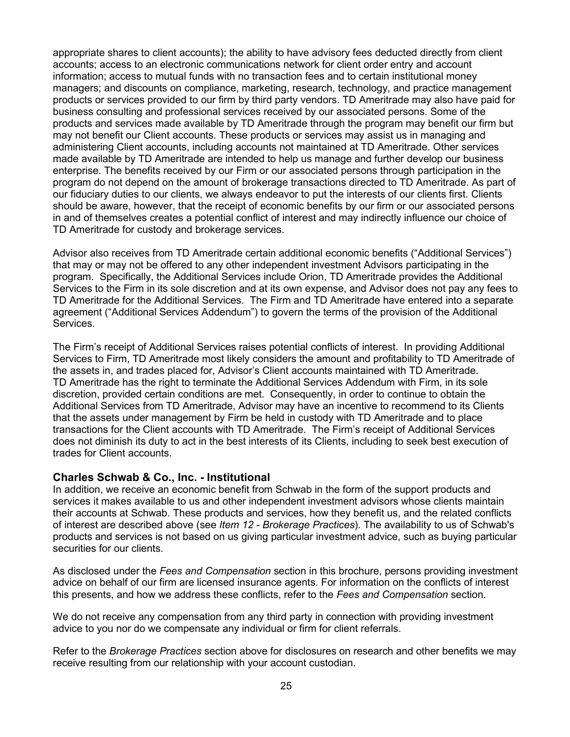appropriate shares to client accounts); the ability to have advisory fees deducted directly from client accounts; access to an electronic communications network for client order entry and account information; access to mutual funds with no transaction fees and to certain institutional money managers; and discounts on compliance, marketing, research, technology, and practice management products or services provided to our firm by third party vendors. TD Ameritrade may also have paid for business consulting and professional services received by our associated persons. Some of the products and services made available by TD Ameritrade through the program may benefit our firm but may not benefit our Client accounts. These products or services may assist us in managing and administering Client accounts, including accounts not maintained at TD Ameritrade. Other services made available by TD Ameritrade are intended to help us manage and further develop our business enterprise. The benefits received by our Firm or our associated persons through participation in the program do not depend on the amount of brokerage transactions directed to TD Ameritrade. As part of our fiduciary duties to our clients, we always endeavor to put the interests of our clients first. Clients should be aware, however, that the receipt of economic benefits by our firm or our associated persons in and of themselves creates a potential conflict of interest and may indirectly influence our choice of TD Ameritrade for custody and brokerage services.

Advisor also receives from TD Ameritrade certain additional economic benefits ("Additional Services") that may or may not be offered to any other independent investment Advisors participating in the program. Specifically, the Additional Services include Orion, TD Ameritrade provides the Additional Services to the Firm in its sole discretion and at its own expense, and Advisor does not pay any fees to TD Ameritrade for the Additional Services. The Firm and TD Ameritrade have entered into a separate agreement ("Additional Services Addendum") to govern the terms of the provision of the Additional Services.

The Firm's receipt of Additional Services raises potential conflicts of interest. In providing Additional Services to Firm, TD Ameritrade most likely considers the amount and profitability to TD Ameritrade of the assets in, and trades placed for, Advisor's Client accounts maintained with TD Ameritrade. TD Ameritrade has the right to terminate the Additional Services Addendum with Firm, in its sole discretion, provided certain conditions are met. Consequently, in order to continue to obtain the Additional Services from TD Ameritrade, Advisor may have an incentive to recommend to its Clients that the assets under management by Firm be held in custody with TD Ameritrade and to place transactions for the Client accounts with TD Ameritrade. The Firm's receipt of Additional Services does not diminish its duty to act in the best interests of its Clients, including to seek best execution of trades for Client accounts.

### Charles Schwab & Co., Inc. - Institutional

In addition, we receive an economic benefit from Schwab in the form of the support products and services it makes available to us and other independent investment advisors whose clients maintain their accounts at Schwab. These products and services, how they benefit us, and the related conflicts of interest are described above (see *Item 12 - Brokerage Practices*). The availability to us of Schwab's products and services is not based on us giving particular investment advice, such as buying particular securities for our clients.

As disclosed under the *Fees and Compensation* section in this brochure, persons providing investment advice on behalf of our firm are licensed insurance agents. For information on the conflicts of interest this presents, and how we address these conflicts, refer to the *Fees and Compensation* section.

We do not receive any compensation from any third party in connection with providing investment advice to you nor do we compensate any individual or firm for client referrals.

Refer to the *Brokerage Practices* section above for disclosures on research and other benefits we may receive resulting from our relationship with your account custodian.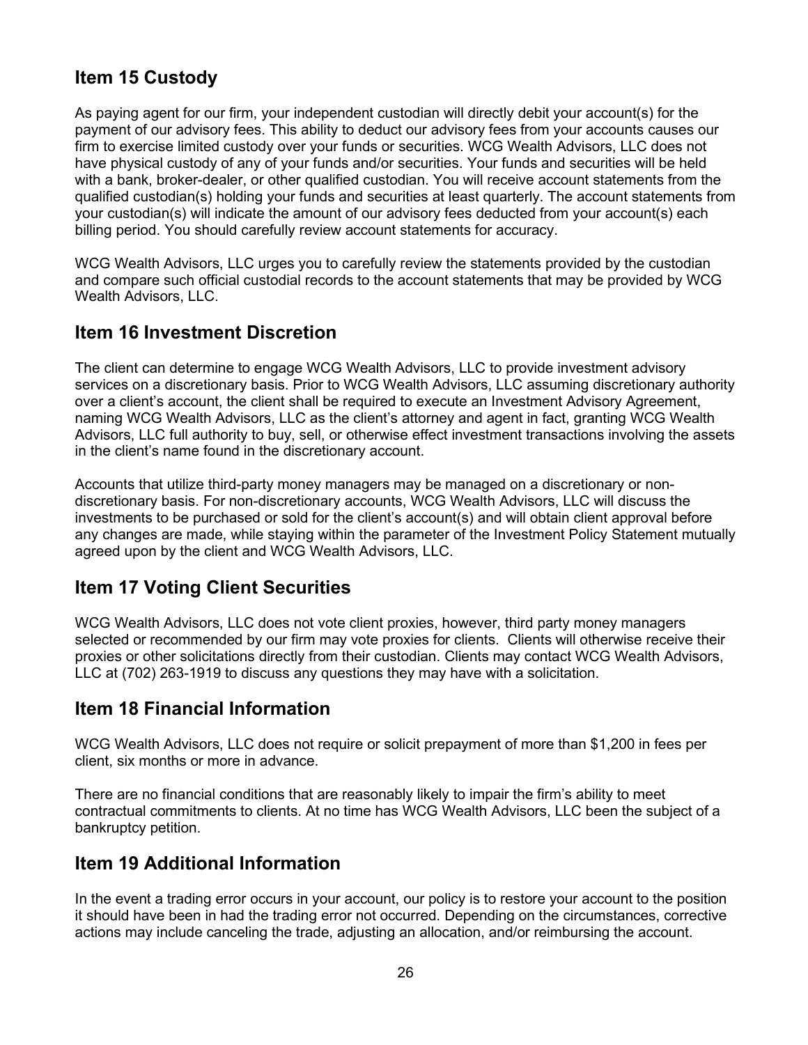## Item 15 Custody

As paying agent for our firm, your independent custodian will directly debit your account(s) for the payment of our advisory fees. This ability to deduct our advisory fees from your accounts causes our firm to exercise limited custody over your funds or securities. WCG Wealth Advisors, LLC does not have physical custody of any of your funds and/or securities. Your funds and securities will be held with a bank, broker-dealer, or other qualified custodian. You will receive account statements from the qualified custodian(s) holding your funds and securities at least quarterly. The account statements from your custodian(s) will indicate the amount of our advisory fees deducted from your account(s) each billing period. You should carefully review account statements for accuracy.

WCG Wealth Advisors, LLC urges you to carefully review the statements provided by the custodian and compare such official custodial records to the account statements that may be provided by WCG Wealth Advisors, LLC.

## Item 16 Investment Discretion

The client can determine to engage WCG Wealth Advisors, LLC to provide investment advisory services on a discretionary basis. Prior to WCG Wealth Advisors, LLC assuming discretionary authority over a client's account, the client shall be required to execute an Investment Advisory Agreement, naming WCG Wealth Advisors, LLC as the client's attorney and agent in fact, granting WCG Wealth Advisors, LLC full authority to buy, sell, or otherwise effect investment transactions involving the assets in the client's name found in the discretionary account.

Accounts that utilize third-party money managers may be managed on a discretionary or non-discretionary basis. For non-discretionary accounts, WCG Wealth Advisors, LLC will discuss the investments to be purchased or sold for the client's account(s) and will obtain client approval before any changes are made, while staying within the parameter of the Investment Policy Statement mutually agreed upon by the client and WCG Wealth Advisors, LLC.

## Item 17 Voting Client Securities

WCG Wealth Advisors, LLC does not vote client proxies, however, third party money managers selected or recommended by our firm may vote proxies for clients. Clients will otherwise receive their proxies or other solicitations directly from their custodian. Clients may contact WCG Wealth Advisors, LLC at (702) 263-1919 to discuss any questions they may have with a solicitation.

## Item 18 Financial Information

WCG Wealth Advisors, LLC does not require or solicit prepayment of more than $1,200 in fees per client, six months or more in advance.

There are no financial conditions that are reasonably likely to impair the firm's ability to meet contractual commitments to clients. At no time has WCG Wealth Advisors, LLC been the subject of a bankruptcy petition.

## Item 19 Additional Information

In the event a trading error occurs in your account, our policy is to restore your account to the position it should have been in had the trading error not occurred. Depending on the circumstances, corrective actions may include canceling the trade, adjusting an allocation, and/or reimbursing the account.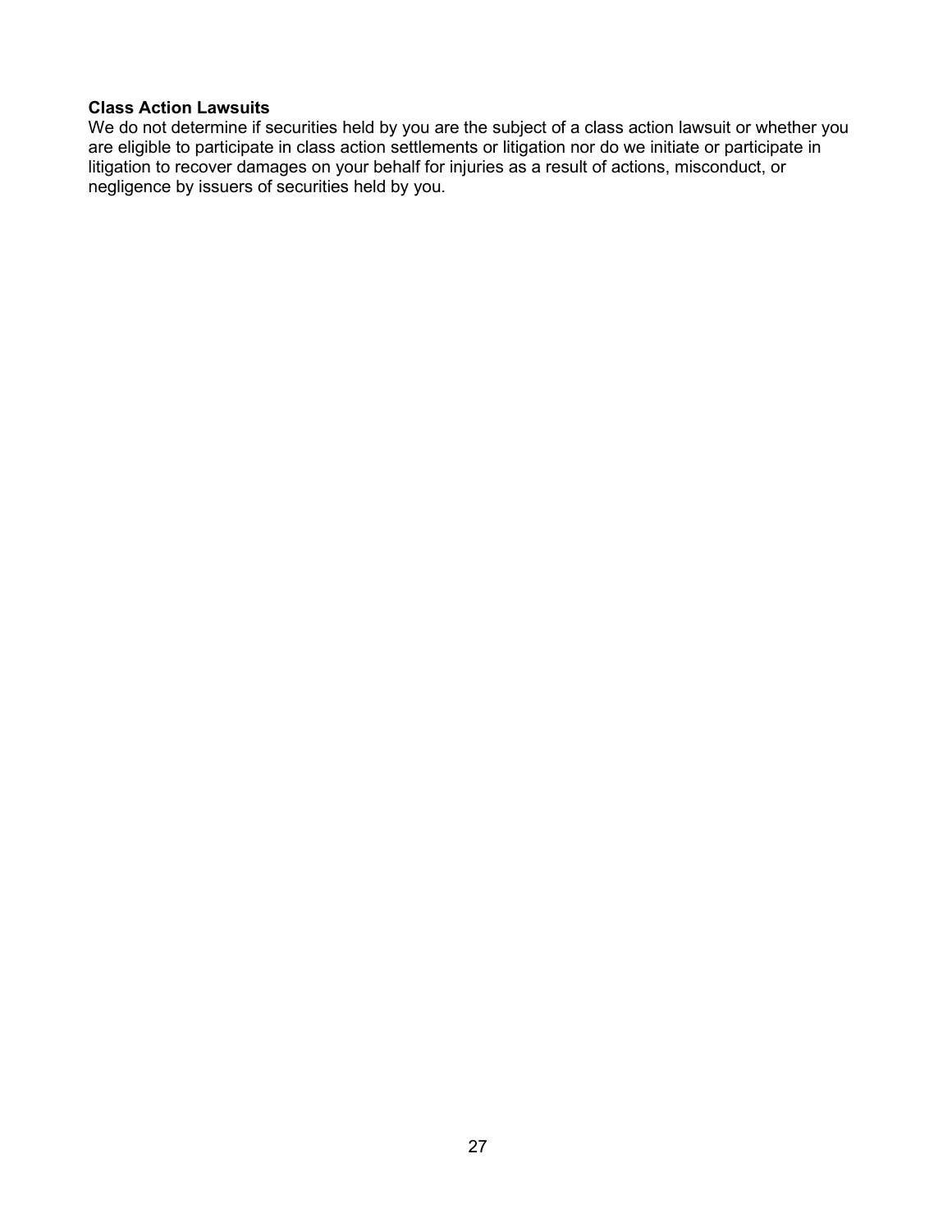**Class Action Lawsuits**

We do not determine if securities held by you are the subject of a class action lawsuit or whether you are eligible to participate in class action settlements or litigation nor do we initiate or participate in litigation to recover damages on your behalf for injuries as a result of actions, misconduct, or negligence by issuers of securities held by you.